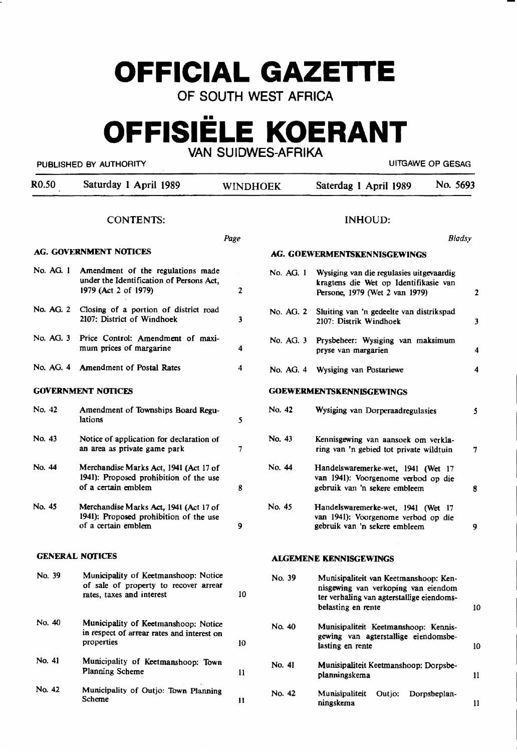# OFFICIAL GAZETTE

## OF SOUTH WEST AFRICA

# OFFISIËLE KOERANT

## VAN SUIDWES-AFRIKA

PUBLISHED BY AUTHORITY — UITGAWE OP GESAG

R0.50 — Saturday 1 April 1989 — WINDHOEK — Saterdag 1 April 1989 — No. 5693

## CONTENTS:

| | | Page |
|---|---|---|
| **AG. GOVERNMENT NOTICES** | | |
| No. AG. 1 | Amendment of the regulations made under the Identification of Persons Act, 1979 (Act 2 of 1979) | 2 |
| No. AG. 2 | Closing of a portion of district road 2107: District of Windhoek | 3 |
| No. AG. 3 | Price Control: Amendment of maximum prices of margarine | 4 |
| No. AG. 4 | Amendment of Postal Rates | 4 |
| **GOVERNMENT NOTICES** | | |
| No. 42 | Amendment of Townships Board Regulations | 5 |
| No. 43 | Notice of application for declaration of an area as private game park | 7 |
| No. 44 | Merchandise Marks Act, 1941 (Act 17 of 1941): Proposed prohibition of the use of a certain emblem | 8 |
| No. 45 | Merchandise Marks Act, 1941 (Act 17 of 1941): Proposed prohibition of the use of a certain emblem | 9 |
| **GENERAL NOTICES** | | |
| No. 39 | Municipality of Keetmanshoop: Notice of sale of property to recover arrear rates, taxes and interest | 10 |
| No. 40 | Municipality of Keetmanshoop: Notice in respect of arrear rates and interest on properties | 10 |
| No. 41 | Municipality of Keetmanshoop: Town Planning Scheme | 11 |
| No. 42 | Municipality of Outjo: Town Planning Scheme | 11 |

## INHOUD:

| | | Bladsy |
|---|---|---|
| **AG. GOEWERMENTSKENNISGEWINGS** | | |
| No. AG. 1 | Wysiging van die regulasies uitgevaardig kragtens die Wet op Identifikasie van Persone, 1979 (Wet 2 van 1979) | 2 |
| No. AG. 2 | Sluiting van 'n gedeelte van distrikspad 2107: Distrik Windhoek | 3 |
| No. AG. 3 | Prysbeheer: Wysiging van maksimum pryse van margarien | 4 |
| No. AG. 4 | Wysiging van Postariewe | 4 |
| **GOEWERMENTSKENNISGEWINGS** | | |
| No. 42 | Wysiging van Dorperaadregulasies | 5 |
| No. 43 | Kennisgewing van aansoek om verklaring van 'n gebied tot private wildtuin | 7 |
| No. 44 | Handelswaremerke-wet, 1941 (Wet 17 van 1941): Voorgenome verbod op die gebruik van 'n sekere embleem | 8 |
| No. 45 | Handelswaremerke-wet, 1941 (Wet 17 van 1941): Voorgenome verbod op die gebruik van 'n sekere embleem | 9 |
| **ALGEMENE KENNISGEWINGS** | | |
| No. 39 | Munisipaliteit van Keetmanshoop: Kennisgewing van verkoping van eiendom ter verhaling van agterstallige eiendomsbelasting en rente | 10 |
| No. 40 | Munisipaliteit Keetmanshoop: Kennisgewing van agterstallige eiendomsbelasting en rente | 10 |
| No. 41 | Munisipaliteit Keetmanshoop: Dorpsbeplanningskema | 11 |
| No. 42 | Munisipaliteit Outjo: Dorpsbeplanningskema | 11 |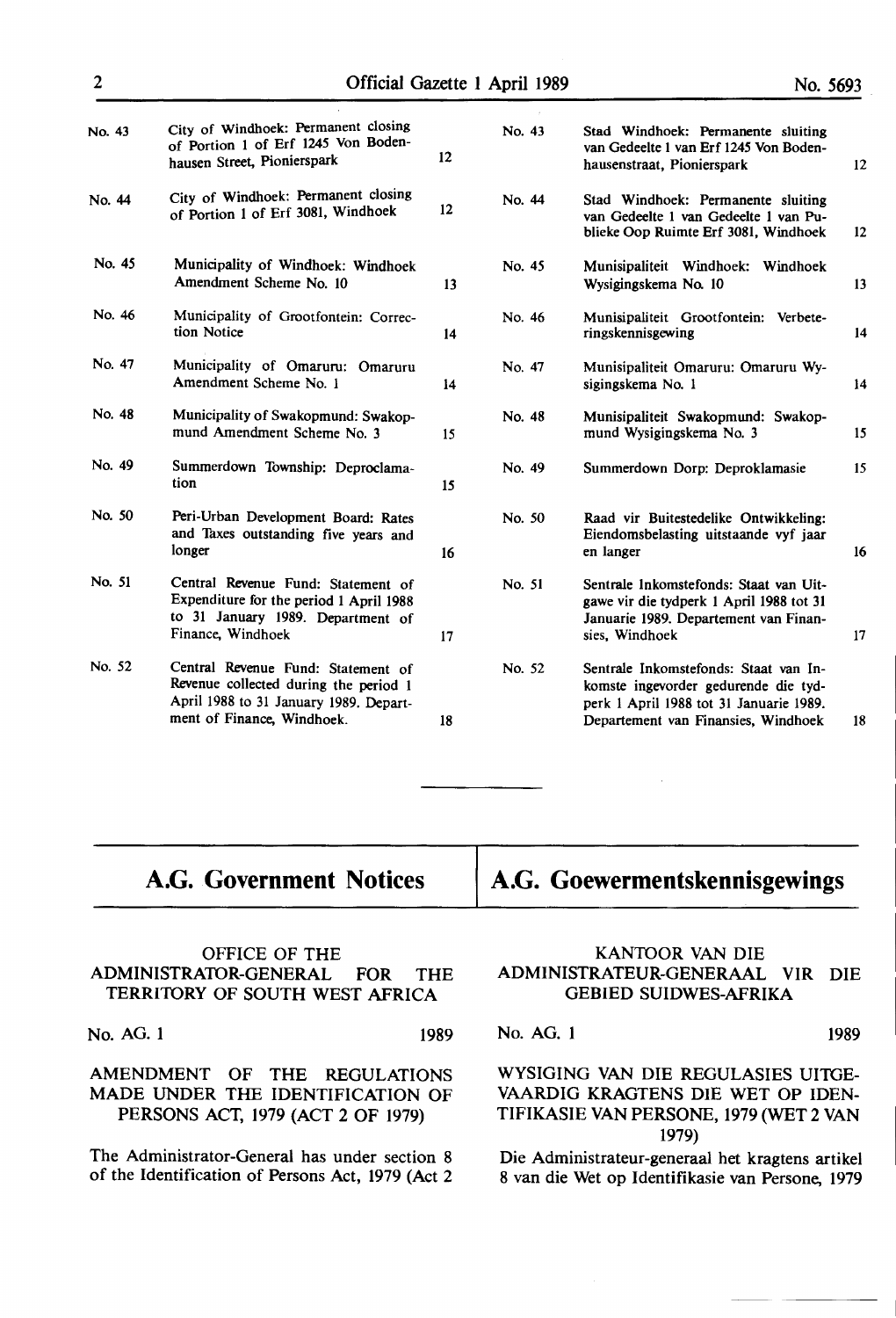| | | | | | |
|---|---|---|---|---|---|
| No. 43 | City of Windhoek: Permanent closing of Portion 1 of Erf 1245 Von Bodenhausen Street, Pionierspark | 12 | No. 43 | Stad Windhoek: Permanente sluiting van Gedeelte 1 van Erf 1245 Von Bodenhausenstraat, Pionierspark | 12 |
| No. 44 | City of Windhoek: Permanent closing of Portion 1 of Erf 3081, Windhoek | 12 | No. 44 | Stad Windhoek: Permanente sluiting van Gedeelte 1 van Gedeelte 1 van Publieke Oop Ruimte Erf 3081, Windhoek | 12 |
| No. 45 | Municipality of Windhoek: Windhoek Amendment Scheme No. 10 | 13 | No. 45 | Munisipaliteit Windhoek: Windhoek Wysigingskema No. 10 | 13 |
| No. 46 | Municipality of Grootfontein: Correction Notice | 14 | No. 46 | Munisipaliteit Grootfontein: Verbeteringskennisgewing | 14 |
| No. 47 | Municipality of Omaruru: Omaruru Amendment Scheme No. 1 | 14 | No. 47 | Munisipaliteit Omaruru: Omaruru Wysigingskema No. 1 | 14 |
| No. 48 | Municipality of Swakopmund: Swakopmund Amendment Scheme No. 3 | 15 | No. 48 | Munisipaliteit Swakopmund: Swakopmund Wysigingskema No. 3 | 15 |
| No. 49 | Summerdown Township: Deproclamation | 15 | No. 49 | Summerdown Dorp: Deproklamasie | 15 |
| No. 50 | Peri-Urban Development Board: Rates and Taxes outstanding five years and longer | 16 | No. 50 | Raad vir Buitestedelike Ontwikkeling: Eiendomsbelasting uitstaande vyf jaar en langer | 16 |
| No. 51 | Central Revenue Fund: Statement of Expenditure for the period 1 April 1988 to 31 January 1989. Department of Finance, Windhoek | 17 | No. 51 | Sentrale Inkomstefonds: Staat van Uitgawe vir die tydperk 1 April 1988 tot 31 Januarie 1989. Departement van Finansies, Windhoek | 17 |
| No. 52 | Central Revenue Fund: Statement of Revenue collected during the period 1 April 1988 to 31 January 1989. Department of Finance, Windhoek. | 18 | No. 52 | Sentrale Inkomstefonds: Staat van Inkomste ingevorder gedurende die tydperk 1 April 1988 tot 31 Januarie 1989. Departement van Finansies, Windhoek | 18 |

## A.G. Government Notices

OFFICE OF THE ADMINISTRATOR-GENERAL FOR THE TERRITORY OF SOUTH WEST AFRICA

No. AG. 1 1989

AMENDMENT OF THE REGULATIONS MADE UNDER THE IDENTIFICATION OF PERSONS ACT, 1979 (ACT 2 OF 1979)

The Administrator-General has under section 8 of the Identification of Persons Act, 1979 (Act 2

## A.G. Goewermentskennisgewings

KANTOOR VAN DIE ADMINISTRATEUR-GENERAAL VIR DIE GEBIED SUIDWES-AFRIKA

No. AG. 1 1989

WYSIGING VAN DIE REGULASIES UITGEVAARDIG KRAGTENS DIE WET OP IDENTIFIKASIE VAN PERSONE, 1979 (WET 2 VAN 1979)

Die Administrateur-generaal het kragtens artikel 8 van die Wet op Identifikasie van Persone, 1979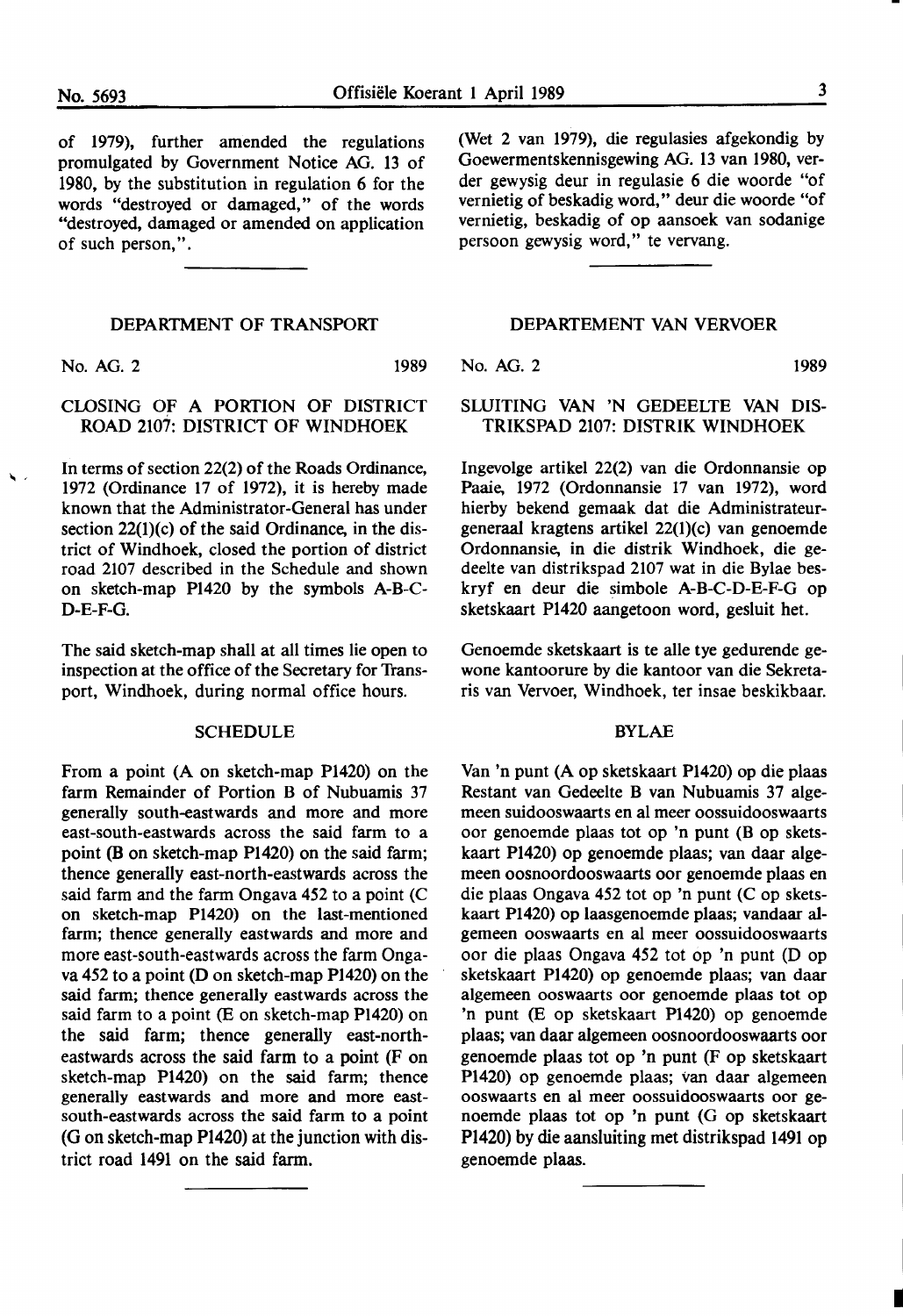of 1979), further amended the regulations promulgated by Government Notice AG. 13 of 1980, by the substitution in regulation 6 for the words "destroyed or damaged," of the words "destroyed, damaged or amended on application of such person,".

---

## DEPARTMENT OF TRANSPORT

No. AG. 2 1989

### CLOSING OF A PORTION OF DISTRICT ROAD 2107: DISTRICT OF WINDHOEK

In terms of section 22(2) of the Roads Ordinance, 1972 (Ordinance 17 of 1972), it is hereby made known that the Administrator-General has under section 22(1)(c) of the said Ordinance, in the district of Windhoek, closed the portion of district road 2107 described in the Schedule and shown on sketch-map P1420 by the symbols A-B-C-D-E-F-G.

The said sketch-map shall at all times lie open to inspection at the office of the Secretary for Transport, Windhoek, during normal office hours.

#### SCHEDULE

From a point (A on sketch-map P1420) on the farm Remainder of Portion B of Nubuamis 37 generally south-eastwards and more and more east-south-eastwards across the said farm to a point (B on sketch-map P1420) on the said farm; thence generally east-north-eastwards across the said farm and the farm Ongava 452 to a point (C on sketch-map P1420) on the last-mentioned farm; thence generally eastwards and more and more east-south-eastwards across the farm Ongava 452 to a point (D on sketch-map P1420) on the said farm; thence generally eastwards across the said farm to a point (E on sketch-map P1420) on the said farm; thence generally east-north-eastwards across the said farm to a point (F on sketch-map P1420) on the said farm; thence generally eastwards and more and more east-south-eastwards across the said farm to a point (G on sketch-map P1420) at the junction with district road 1491 on the said farm.

---

(Wet 2 van 1979), die regulasies afgekondig by Goewermentskennisgewing AG. 13 van 1980, verder gewysig deur in regulasie 6 die woorde "of vernietig of beskadig word," deur die woorde "of vernietig, beskadig of op aansoek van sodanige persoon gewysig word," te vervang.

---

## DEPARTEMENT VAN VERVOER

No. AG. 2 1989

### SLUITING VAN 'N GEDEELTE VAN DISTRIKSPAD 2107: DISTRIK WINDHOEK

Ingevolge artikel 22(2) van die Ordonnansie op Paaie, 1972 (Ordonnansie 17 van 1972), word hierby bekend gemaak dat die Administrateur-generaal kragtens artikel 22(1)(c) van genoemde Ordonnansie, in die distrik Windhoek, die gedeelte van distrikspad 2107 wat in die Bylae beskryf en deur die simbole A-B-C-D-E-F-G op sketskaart P1420 aangetoon word, gesluit het.

Genoemde sketskaart is te alle tye gedurende gewone kantoorure by die kantoor van die Sekretaris van Vervoer, Windhoek, ter insae beskikbaar.

#### BYLAE

Van 'n punt (A op sketskaart P1420) op die plaas Restant van Gedeelte B van Nubuamis 37 algemeen suidooswaarts en al meer oossuidooswaarts oor genoemde plaas tot op 'n punt (B op sketskaart P1420) op genoemde plaas; van daar algemeen oosnoordooswaarts oor genoemde plaas en die plaas Ongava 452 tot op 'n punt (C op sketskaart P1420) op laasgenoemde plaas; vandaar algemeen ooswaarts en al meer oossuidooswaarts oor die plaas Ongava 452 tot op 'n punt (D op sketskaart P1420) op genoemde plaas; van daar algemeen ooswaarts oor genoemde plaas tot op 'n punt (E op sketskaart P1420) op genoemde plaas; van daar algemeen oosnoordooswaarts oor genoemde plaas tot op 'n punt (F op sketskaart P1420) op genoemde plaas; van daar algemeen ooswaarts en al meer oossuidooswaarts oor genoemde plaas tot op 'n punt (G op sketskaart P1420) by die aansluiting met distrikspad 1491 op genoemde plaas.

---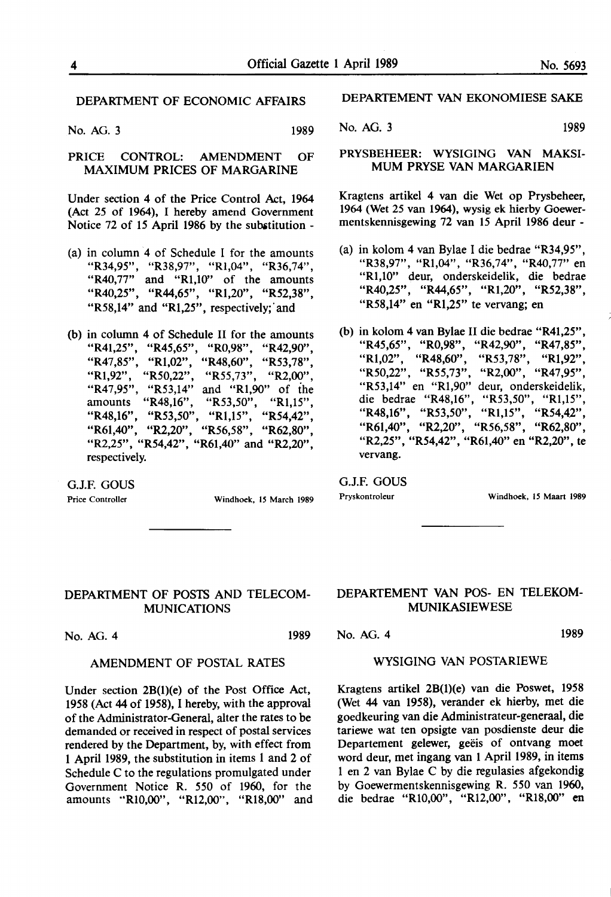## DEPARTMENT OF ECONOMIC AFFAIRS

No. AG. 3 1989

### PRICE CONTROL: AMENDMENT OF MAXIMUM PRICES OF MARGARINE

Under section 4 of the Price Control Act, 1964 (Act 25 of 1964), I hereby amend Government Notice 72 of 15 April 1986 by the substitution -

(a) in column 4 of Schedule I for the amounts "R34,95", "R38,97", "R1,04", "R36,74", "R40,77" and "R1,10" of the amounts "R40,25", "R44,65", "R1,20", "R52,38", "R58,14" and "R1,25", respectively; and

(b) in column 4 of Schedule II for the amounts "R41,25", "R45,65", "R0,98", "R42,90", "R47,85", "R1,02", "R48,60", "R53,78", "R1,92", "R50,22", "R55,73", "R2,00", "R47,95", "R53,14" and "R1,90" of the amounts "R48,16", "R53,50", "R1,15", "R48,16", "R53,50", "R1,15", "R54,42", "R61,40", "R2,20", "R56,58", "R62,80", "R2,25", "R54,42", "R61,40" and "R2,20", respectively.

G.J.F. GOUS

Price Controller Windhoek, 15 March 1989

---

## DEPARTEMENT VAN EKONOMIESE SAKE

No. AG. 3 1989

### PRYSBEHEER: WYSIGING VAN MAKSIMUM PRYSE VAN MARGARIEN

Kragtens artikel 4 van die Wet op Prysbeheer, 1964 (Wet 25 van 1964), wysig ek hierby Goewermentskennisgewing 72 van 15 April 1986 deur -

(a) in kolom 4 van Bylae I die bedrae "R34,95", "R38,97", "R1,04", "R36,74", "R40,77" en "R1,10" deur, onderskeidelik, die bedrae "R40,25", "R44,65", "R1,20", "R52,38", "R58,14" en "R1,25" te vervang; en

(b) in kolom 4 van Bylae II die bedrae "R41,25", "R45,65", "R0,98", "R42,90", "R47,85", "R1,02", "R48,60", "R53,78", "R1,92", "R50,22", "R55,73", "R2,00", "R47,95", "R53,14" en "R1,90" deur, onderskeidelik, die bedrae "R48,16", "R53,50", "R1,15", "R48,16", "R53,50", "R1,15", "R54,42", "R61,40", "R2,20", "R56,58", "R62,80", "R2,25", "R54,42", "R61,40" en "R2,20", te vervang.

G.J.F. GOUS

Pryskontroleur Windhoek, 15 Maart 1989

---

## DEPARTMENT OF POSTS AND TELECOMMUNICATIONS

No. AG. 4 1989

### AMENDMENT OF POSTAL RATES

Under section 2B(1)(e) of the Post Office Act, 1958 (Act 44 of 1958), I hereby, with the approval of the Administrator-General, alter the rates to be demanded or received in respect of postal services rendered by the Department, by, with effect from 1 April 1989, the substitution in items 1 and 2 of Schedule C to the regulations promulgated under Government Notice R. 550 of 1960, for the amounts "R10,00", "R12,00", "R18,00" and

---

## DEPARTEMENT VAN POS- EN TELEKOMMUNIKASIEWESE

No. AG. 4 1989

### WYSIGING VAN POSTARIEWE

Kragtens artikel 2B(1)(e) van die Poswet, 1958 (Wet 44 van 1958), verander ek hierby, met die goedkeuring van die Administrateur-generaal, die tariewe wat ten opsigte van posdienste deur die Departement gelewer, geëis of ontvang moet word deur, met ingang van 1 April 1989, in items 1 en 2 van Bylae C by die regulasies afgekondig by Goewermentskennisgewing R. 550 van 1960, die bedrae "R10,00", "R12,00", "R18,00" en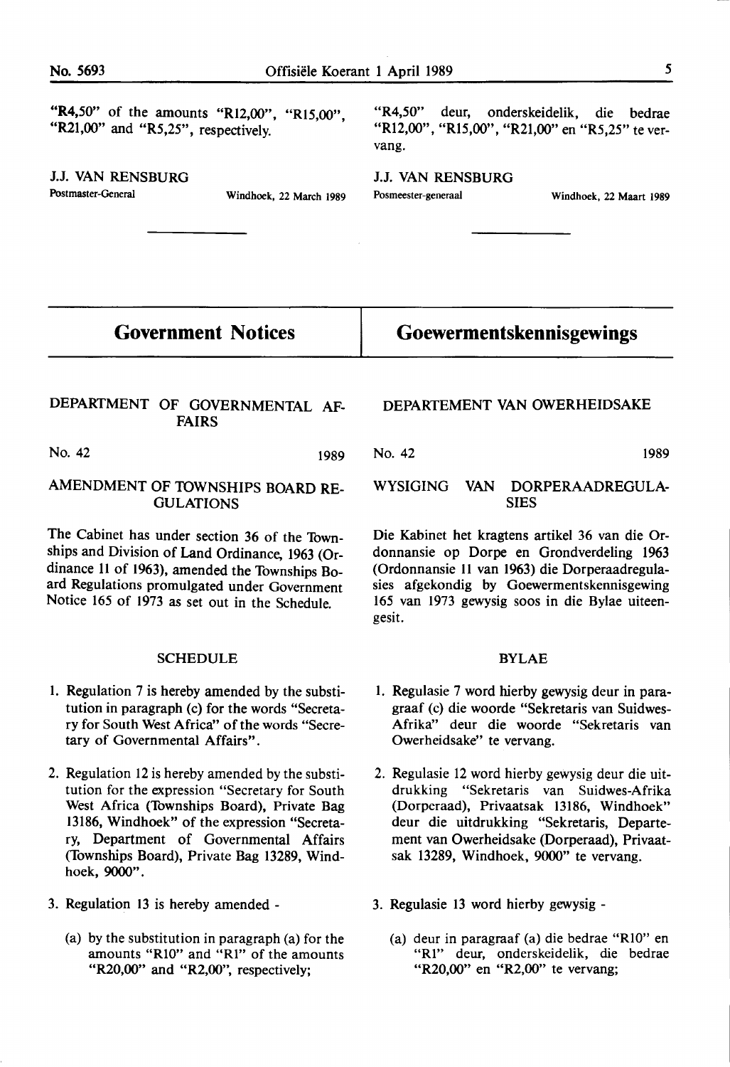"R4,50" of the amounts "R12,00", "R15,00", "R21,00" and "R5,25", respectively.

J.J. VAN RENSBURG
Postmaster-General

Windhoek, 22 March 1989

"R4,50" deur, onderskeidelik, die bedrae "R12,00", "R15,00", "R21,00" en "R5,25" te vervang.

J.J. VAN RENSBURG
Posmeester-generaal

Windhoek, 22 Maart 1989

# Government Notices

# Goewermentskennisgewings

## DEPARTMENT OF GOVERNMENTAL AFFAIRS

No. 42 1989

### AMENDMENT OF TOWNSHIPS BOARD REGULATIONS

The Cabinet has under section 36 of the Townships and Division of Land Ordinance, 1963 (Ordinance 11 of 1963), amended the Townships Board Regulations promulgated under Government Notice 165 of 1973 as set out in the Schedule.

#### SCHEDULE

1. Regulation 7 is hereby amended by the substitution in paragraph (c) for the words "Secretary for South West Africa" of the words "Secretary of Governmental Affairs".

2. Regulation 12 is hereby amended by the substitution for the expression "Secretary for South West Africa (Townships Board), Private Bag 13186, Windhoek" of the expression "Secretary, Department of Governmental Affairs (Townships Board), Private Bag 13289, Windhoek, 9000".

3. Regulation 13 is hereby amended -

   (a) by the substitution in paragraph (a) for the amounts "R10" and "R1" of the amounts "R20,00" and "R2,00", respectively;

## DEPARTEMENT VAN OWERHEIDSAKE

No. 42 1989

### WYSIGING VAN DORPERAADREGULASIES

Die Kabinet het kragtens artikel 36 van die Ordonnansie op Dorpe en Grondverdeling 1963 (Ordonnansie 11 van 1963) die Dorperaadregulasies afgekondig by Goewermentskennisgewing 165 van 1973 gewysig soos in die Bylae uiteengesit.

#### BYLAE

1. Regulasie 7 word hierby gewysig deur in paragraaf (c) die woorde "Sekretaris van Suidwes-Afrika" deur die woorde "Sekretaris van Owerheidsake" te vervang.

2. Regulasie 12 word hierby gewysig deur die uitdrukking "Sekretaris van Suidwes-Afrika (Dorperaad), Privaatsak 13186, Windhoek" deur die uitdrukking "Sekretaris, Departement van Owerheidsake (Dorperaad), Privaatsak 13289, Windhoek, 9000" te vervang.

3. Regulasie 13 word hierby gewysig -

   (a) deur in paragraaf (a) die bedrae "R10" en "R1" deur, onderskeidelik, die bedrae "R20,00" en "R2,00" te vervang;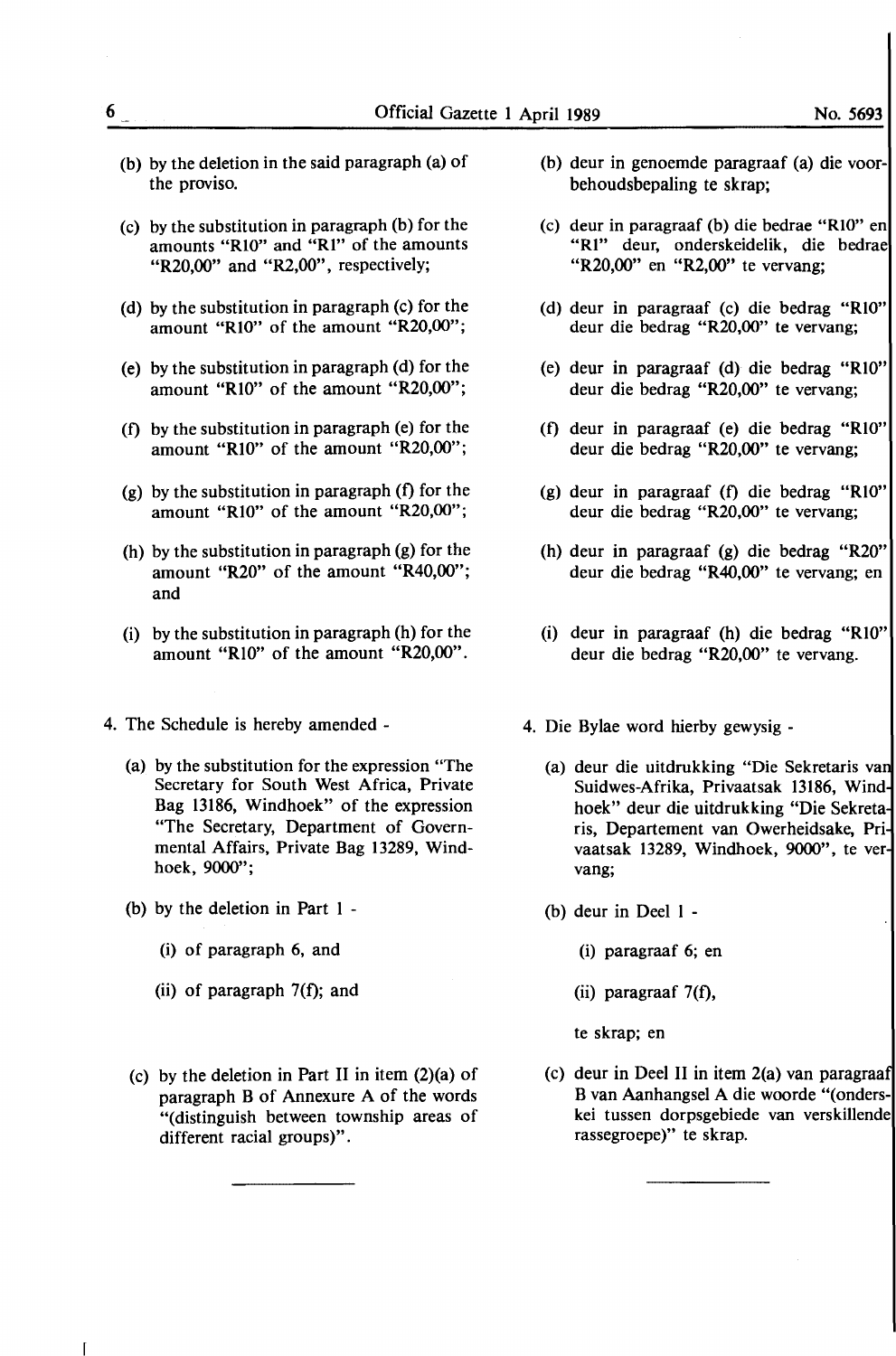(b) by the deletion in the said paragraph (a) of the proviso.

(c) by the substitution in paragraph (b) for the amounts "R10" and "R1" of the amounts "R20,00" and "R2,00", respectively;

(d) by the substitution in paragraph (c) for the amount "R10" of the amount "R20,00";

(e) by the substitution in paragraph (d) for the amount "R10" of the amount "R20,00";

(f) by the substitution in paragraph (e) for the amount "R10" of the amount "R20,00";

(g) by the substitution in paragraph (f) for the amount "R10" of the amount "R20,00";

(h) by the substitution in paragraph (g) for the amount "R20" of the amount "R40,00"; and

(i) by the substitution in paragraph (h) for the amount "R10" of the amount "R20,00".

4. The Schedule is hereby amended -

(a) by the substitution for the expression "The Secretary for South West Africa, Private Bag 13186, Windhoek" of the expression "The Secretary, Department of Governmental Affairs, Private Bag 13289, Windhoek, 9000";

(b) by the deletion in Part 1 -

(i) of paragraph 6, and

(ii) of paragraph 7(f); and

(c) by the deletion in Part II in item (2)(a) of paragraph B of Annexure A of the words "(distinguish between township areas of different racial groups)".

---

(b) deur in genoemde paragraaf (a) die voorbehoudsbepaling te skrap;

(c) deur in paragraaf (b) die bedrae "R10" en "R1" deur, onderskeidelik, die bedrae "R20,00" en "R2,00" te vervang;

(d) deur in paragraaf (c) die bedrag "R10" deur die bedrag "R20,00" te vervang;

(e) deur in paragraaf (d) die bedrag "R10" deur die bedrag "R20,00" te vervang;

(f) deur in paragraaf (e) die bedrag "R10" deur die bedrag "R20,00" te vervang;

(g) deur in paragraaf (f) die bedrag "R10" deur die bedrag "R20,00" te vervang;

(h) deur in paragraaf (g) die bedrag "R20" deur die bedrag "R40,00" te vervang; en

(i) deur in paragraaf (h) die bedrag "R10" deur die bedrag "R20,00" te vervang.

4. Die Bylae word hierby gewysig -

(a) deur die uitdrukking "Die Sekretaris van Suidwes-Afrika, Privaatsak 13186, Windhoek" deur die uitdrukking "Die Sekretaris, Departement van Owerheidsake, Privaatsak 13289, Windhoek, 9000", te vervang;

(b) deur in Deel 1 -

(i) paragraaf 6; en

(ii) paragraaf 7(f),

te skrap; en

(c) deur in Deel II in item 2(a) van paragraaf B van Aanhangsel A die woorde "(onderskei tussen dorpsgebiede van verskillende rassegroepe)" te skrap.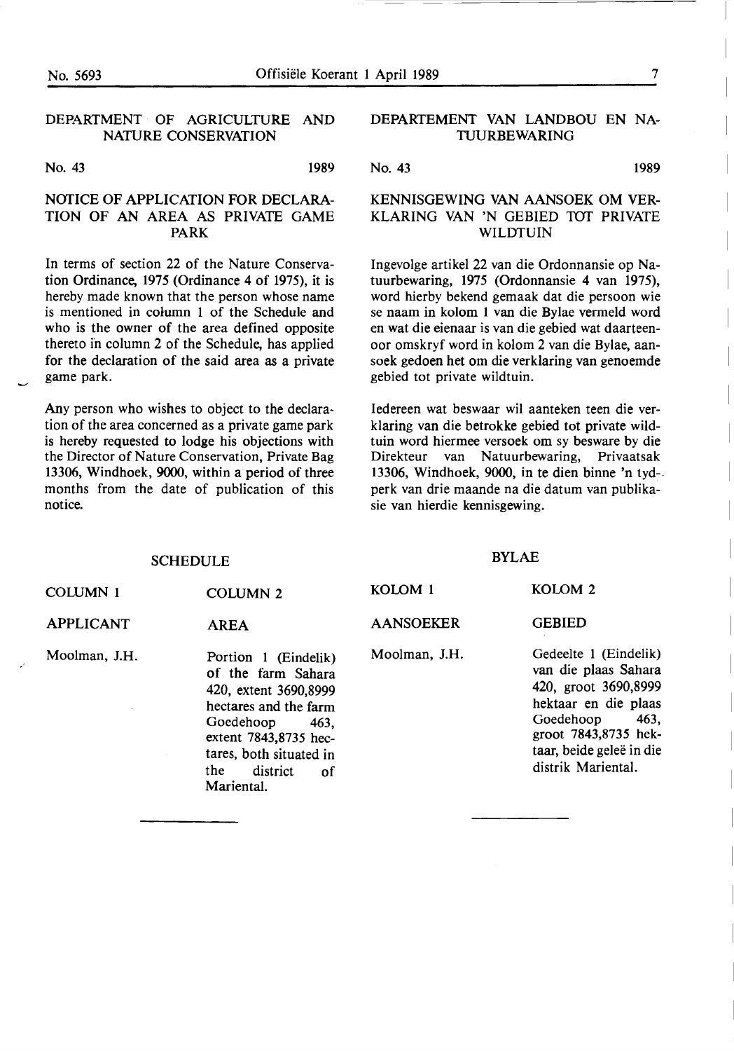## DEPARTMENT OF AGRICULTURE AND NATURE CONSERVATION

No. 43 1989

### NOTICE OF APPLICATION FOR DECLARATION OF AN AREA AS PRIVATE GAME PARK

In terms of section 22 of the Nature Conservation Ordinance, 1975 (Ordinance 4 of 1975), it is hereby made known that the person whose name is mentioned in column 1 of the Schedule and who is the owner of the area defined opposite thereto in column 2 of the Schedule, has applied for the declaration of the said area as a private game park.

Any person who wishes to object to the declaration of the area concerned as a private game park is hereby requested to lodge his objections with the Director of Nature Conservation, Private Bag 13306, Windhoek, 9000, within a period of three months from the date of publication of this notice.

SCHEDULE

| COLUMN 1 | COLUMN 2 |
|---|---|
| APPLICANT | AREA |
| Moolman, J.H. | Portion 1 (Eindelik) of the farm Sahara 420, extent 3690,8999 hectares and the farm Goedehoop 463, extent 7843,8735 hectares, both situated in the district of Mariental. |

---

## DEPARTEMENT VAN LANDBOU EN NATUURBEWARING

No. 43 1989

### KENNISGEWING VAN AANSOEK OM VERKLARING VAN 'N GEBIED TOT PRIVATE WILDTUIN

Ingevolge artikel 22 van die Ordonnansie op Natuurbewaring, 1975 (Ordonnansie 4 van 1975), word hierby bekend gemaak dat die persoon wie se naam in kolom 1 van die Bylae vermeld word en wat die eienaar is van die gebied wat daarteenoor omskryf word in kolom 2 van die Bylae, aansoek gedoen het om die verklaring van genoemde gebied tot private wildtuin.

Iedereen wat beswaar wil aanteken teen die verklaring van die betrokke gebied tot private wildtuin word hiermee versoek om sy besware by die Direkteur van Natuurbewaring, Privaatsak 13306, Windhoek, 9000, in te dien binne 'n tydperk van drie maande na die datum van publikasie van hierdie kennisgewing.

BYLAE

| KOLOM 1 | KOLOM 2 |
|---|---|
| AANSOEKER | GEBIED |
| Moolman, J.H. | Gedeelte 1 (Eindelik) van die plaas Sahara 420, groot 3690,8999 hektaar en die plaas Goedehoop 463, groot 7843,8735 hektaar, beide geleë in die distrik Mariental. |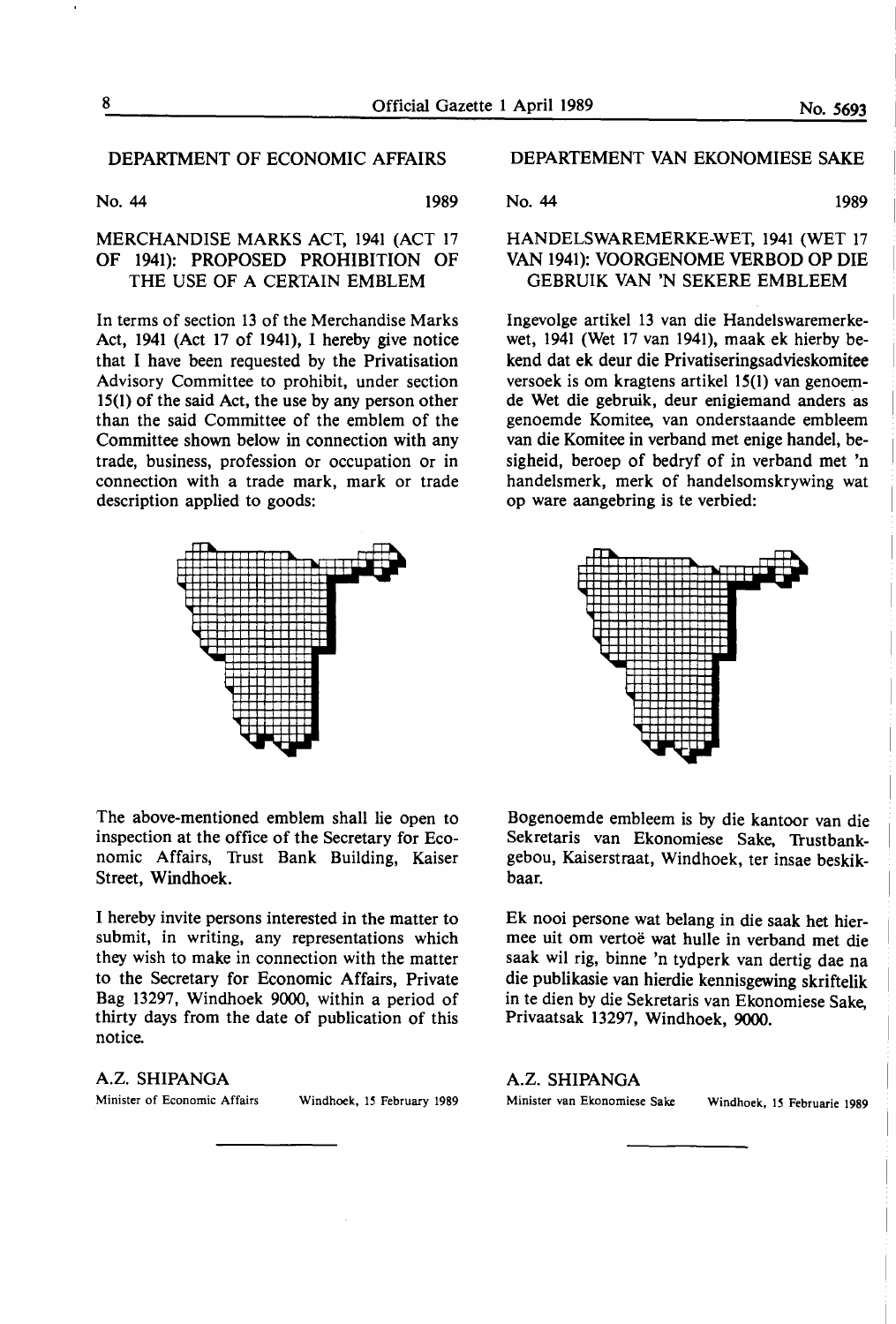## DEPARTMENT OF ECONOMIC AFFAIRS

No. 44 1989

### MERCHANDISE MARKS ACT, 1941 (ACT 17 OF 1941): PROPOSED PROHIBITION OF THE USE OF A CERTAIN EMBLEM

In terms of section 13 of the Merchandise Marks Act, 1941 (Act 17 of 1941), I hereby give notice that I have been requested by the Privatisation Advisory Committee to prohibit, under section 15(1) of the said Act, the use by any person other than the said Committee of the emblem of the Committee shown below in connection with any trade, business, profession or occupation or in connection with a trade mark, mark or trade description applied to goods:

The above-mentioned emblem shall lie open to inspection at the office of the Secretary for Economic Affairs, Trust Bank Building, Kaiser Street, Windhoek.

I hereby invite persons interested in the matter to submit, in writing, any representations which they wish to make in connection with the matter to the Secretary for Economic Affairs, Private Bag 13297, Windhoek 9000, within a period of thirty days from the date of publication of this notice.

**A.Z. SHIPANGA**
Minister of Economic Affairs Windhoek, 15 February 1989

---

## DEPARTEMENT VAN EKONOMIESE SAKE

No. 44 1989

### HANDELSWAREMERKE-WET, 1941 (WET 17 VAN 1941): VOORGENOME VERBOD OP DIE GEBRUIK VAN 'N SEKERE EMBLEEM

Ingevolge artikel 13 van die Handelswaremerkewet, 1941 (Wet 17 van 1941), maak ek hierby bekend dat ek deur die Privatiseringsadvieskomitee versoek is om kragtens artikel 15(1) van genoemde Wet die gebruik, deur enigiemand anders as genoemde Komitee, van onderstaande embleem van die Komitee in verband met enige handel, besigheid, beroep of bedryf of in verband met 'n handelsmerk, merk of handelsomskrywing wat op ware aangebring is te verbied:

Bogenoemde embleem is by die kantoor van die Sekretaris van Ekonomiese Sake, Trustbankgebou, Kaiserstraat, Windhoek, ter insae beskikbaar.

Ek nooi persone wat belang in die saak het hiermee uit om vertoë wat hulle in verband met die saak wil rig, binne 'n tydperk van dertig dae na die publikasie van hierdie kennisgewing skriftelik in te dien by die Sekretaris van Ekonomiese Sake, Privaatsak 13297, Windhoek, 9000.

**A.Z. SHIPANGA**
Minister van Ekonomiese Sake Windhoek, 15 Februarie 1989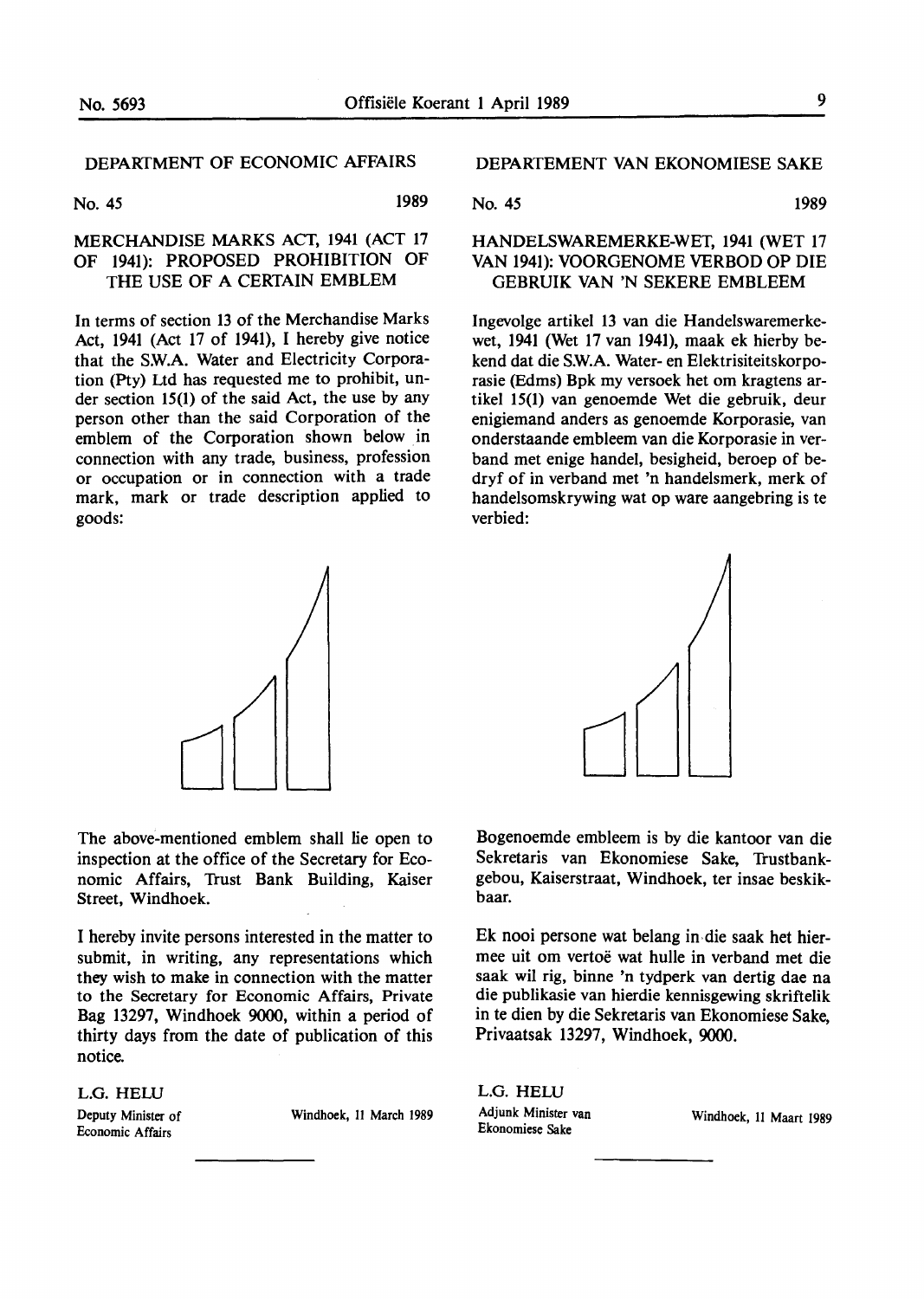## DEPARTMENT OF ECONOMIC AFFAIRS

No. 45 1989

### MERCHANDISE MARKS ACT, 1941 (ACT 17 OF 1941): PROPOSED PROHIBITION OF THE USE OF A CERTAIN EMBLEM

In terms of section 13 of the Merchandise Marks Act, 1941 (Act 17 of 1941), I hereby give notice that the S.W.A. Water and Electricity Corporation (Pty) Ltd has requested me to prohibit, under section 15(1) of the said Act, the use by any person other than the said Corporation of the emblem of the Corporation shown below in connection with any trade, business, profession or occupation or in connection with a trade mark, mark or trade description applied to goods:

The above-mentioned emblem shall lie open to inspection at the office of the Secretary for Economic Affairs, Trust Bank Building, Kaiser Street, Windhoek.

I hereby invite persons interested in the matter to submit, in writing, any representations which they wish to make in connection with the matter to the Secretary for Economic Affairs, Private Bag 13297, Windhoek 9000, within a period of thirty days from the date of publication of this notice.

L.G. HELU
Deputy Minister of Economic Affairs

Windhoek, 11 March 1989

---

## DEPARTEMENT VAN EKONOMIESE SAKE

No. 45 1989

### HANDELSWAREMERKE-WET, 1941 (WET 17 VAN 1941): VOORGENOME VERBOD OP DIE GEBRUIK VAN 'N SEKERE EMBLEEM

Ingevolge artikel 13 van die Handelswaremerkewet, 1941 (Wet 17 van 1941), maak ek hierby bekend dat die S.W.A. Water- en Elektrisiteitskorporasie (Edms) Bpk my versoek het om kragtens artikel 15(1) van genoemde Wet die gebruik, deur enigiemand anders as genoemde Korporasie, van onderstaande embleem van die Korporasie in verband met enige handel, besigheid, beroep of bedryf of in verband met 'n handelsmerk, merk of handelsomskrywing wat op ware aangebring is te verbied:

Bogenoemde embleem is by die kantoor van die Sekretaris van Ekonomiese Sake, Trustbankgebou, Kaiserstraat, Windhoek, ter insae beskikbaar.

Ek nooi persone wat belang in die saak het hiermee uit om vertoë wat hulle in verband met die saak wil rig, binne 'n tydperk van dertig dae na die publikasie van hierdie kennisgewing skriftelik in te dien by die Sekretaris van Ekonomiese Sake, Privaatsak 13297, Windhoek, 9000.

L.G. HELU
Adjunk Minister van Ekonomiese Sake

Windhoek, 11 Maart 1989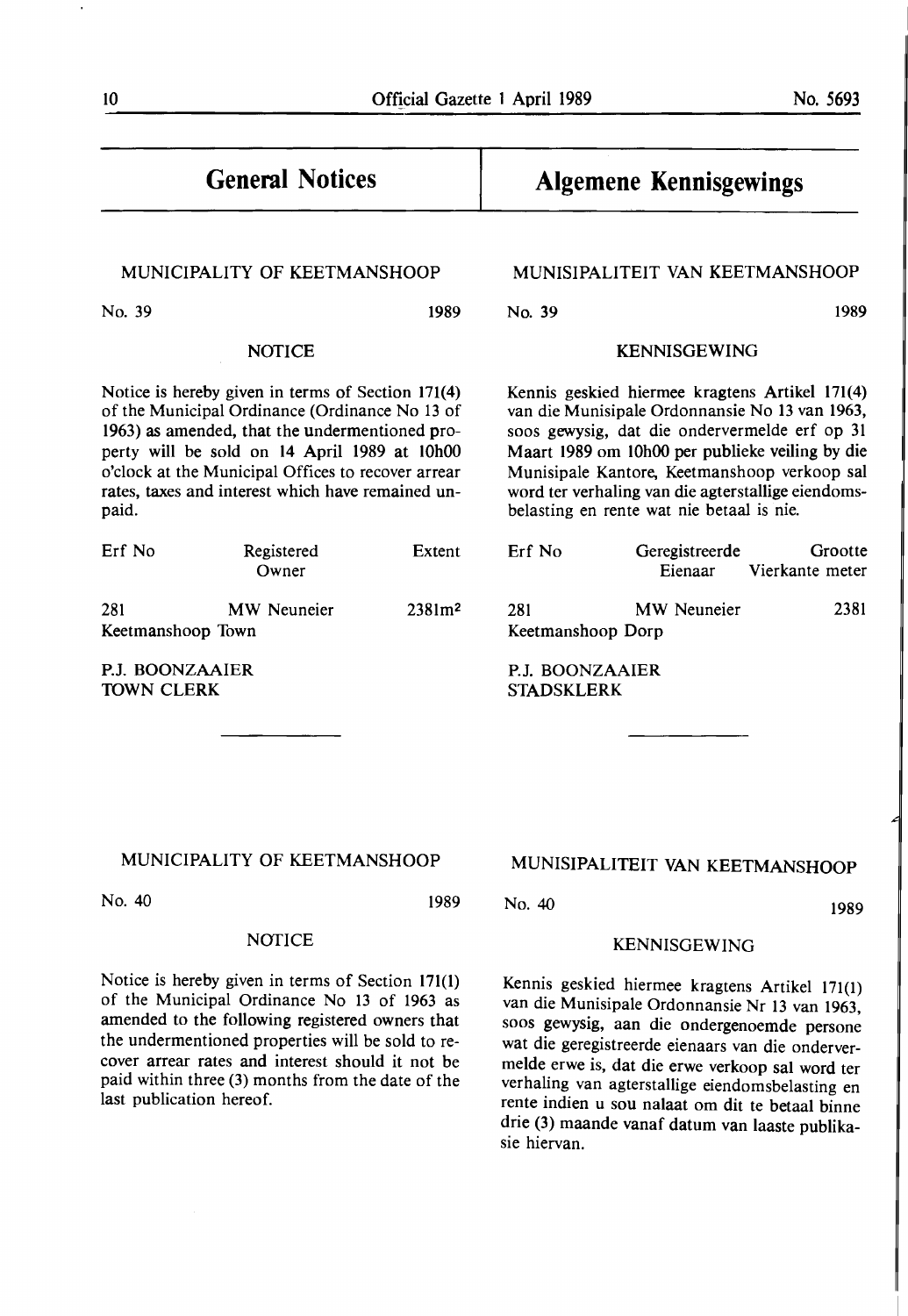## General Notices

### MUNICIPALITY OF KEETMANSHOOP

No. 39 1989

NOTICE

Notice is hereby given in terms of Section 171(4) of the Municipal Ordinance (Ordinance No 13 of 1963) as amended, that the undermentioned property will be sold on 14 April 1989 at 10h00 o'clock at the Municipal Offices to recover arrear rates, taxes and interest which have remained unpaid.

| Erf No | Registered Owner | Extent |
|---|---|---|
| 281 Keetmanshoop Town | MW Neuneier | 2381m$^2$ |

P.J. BOONZAAIER
TOWN CLERK

---

## Algemene Kennisgewings

### MUNISIPALITEIT VAN KEETMANSHOOP

No. 39 1989

KENNISGEWING

Kennis geskied hiermee kragtens Artikel 171(4) van die Munisipale Ordonnansie No 13 van 1963, soos gewysig, dat die ondervermelde erf op 31 Maart 1989 om 10h00 per publieke veiling by die Munisipale Kantore, Keetmanshoop verkoop sal word ter verhaling van die agterstallige eiendomsbelasting en rente wat nie betaal is nie.

| Erf No | Geregistreerde Eienaar | Grootte Vierkante meter |
|---|---|---|
| 281 Keetmanshoop Dorp | MW Neuneier | 2381 |

P.J. BOONZAAIER
STADSKLERK

---

### MUNICIPALITY OF KEETMANSHOOP

No. 40 1989

NOTICE

Notice is hereby given in terms of Section 171(1) of the Municipal Ordinance No 13 of 1963 as amended to the following registered owners that the undermentioned properties will be sold to recover arrear rates and interest should it not be paid within three (3) months from the date of the last publication hereof.

### MUNISIPALITEIT VAN KEETMANSHOOP

No. 40 1989

KENNISGEWING

Kennis geskied hiermee kragtens Artikel 171(1) van die Munisipale Ordonnansie Nr 13 van 1963, soos gewysig, aan die ondergenoemde persone wat die geregistreerde eienaars van die ondervermelde erwe is, dat die erwe verkoop sal word ter verhaling van agterstallige eiendomsbelasting en rente indien u sou nalaat om dit te betaal binne drie (3) maande vanaf datum van laaste publikasie hiervan.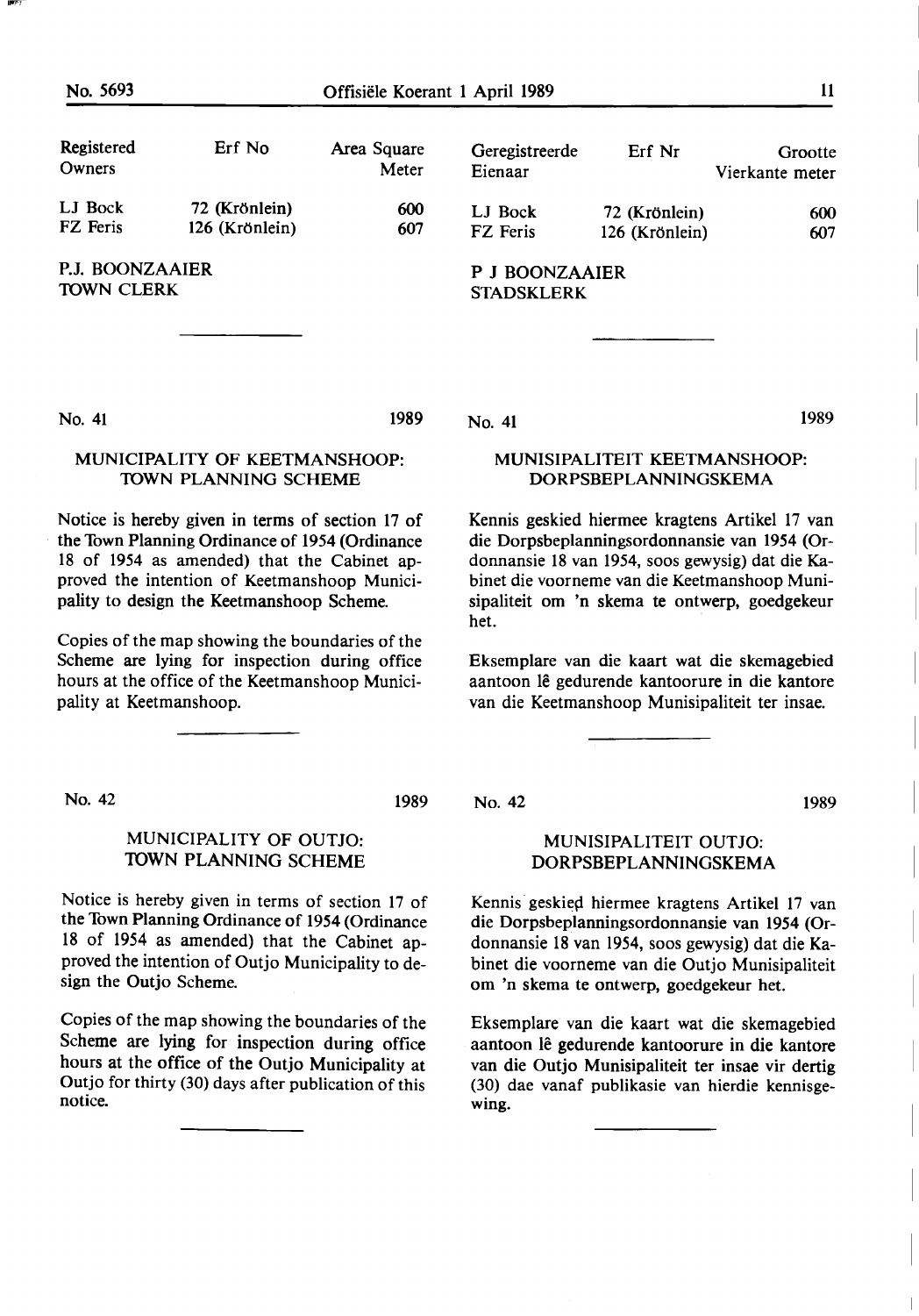| Registered Owners | Erf No | Area Square Meter |
|---|---|---|
| LJ Bock | 72 (Krönlein) | 600 |
| FZ Feris | 126 (Krönlein) | 607 |

P.J. BOONZAAIER
TOWN CLERK

| Geregistreerde Eienaar | Erf Nr | Grootte Vierkante meter |
|---|---|---|
| LJ Bock | 72 (Krönlein) | 600 |
| FZ Feris | 126 (Krönlein) | 607 |

P J BOONZAAIER
STADSKLERK

---

No. 41 1989

## MUNICIPALITY OF KEETMANSHOOP: TOWN PLANNING SCHEME

Notice is hereby given in terms of section 17 of the Town Planning Ordinance of 1954 (Ordinance 18 of 1954 as amended) that the Cabinet approved the intention of Keetmanshoop Municipality to design the Keetmanshoop Scheme.

Copies of the map showing the boundaries of the Scheme are lying for inspection during office hours at the office of the Keetmanshoop Municipality at Keetmanshoop.

---

No. 41 1989

## MUNISIPALITEIT KEETMANSHOOP: DORPSBEPLANNINGSKEMA

Kennis geskied hiermee kragtens Artikel 17 van die Dorpsbeplanningsordonnansie van 1954 (Ordonnansie 18 van 1954, soos gewysig) dat die Kabinet die voorneme van die Keetmanshoop Munisipaliteit om 'n skema te ontwerp, goedgekeur het.

Eksemplare van die kaart wat die skemagebied aantoon lê gedurende kantoorure in die kantore van die Keetmanshoop Munisipaliteit ter insae.

---

No. 42 1989

## MUNICIPALITY OF OUTJO: TOWN PLANNING SCHEME

Notice is hereby given in terms of section 17 of the Town Planning Ordinance of 1954 (Ordinance 18 of 1954 as amended) that the Cabinet approved the intention of Outjo Municipality to design the Outjo Scheme.

Copies of the map showing the boundaries of the Scheme are lying for inspection during office hours at the office of the Outjo Municipality at Outjo for thirty (30) days after publication of this notice.

---

No. 42 1989

## MUNISIPALITEIT OUTJO: DORPSBEPLANNINGSKEMA

Kennis geskied hiermee kragtens Artikel 17 van die Dorpsbeplanningsordonnansie van 1954 (Ordonnansie 18 van 1954, soos gewysig) dat die Kabinet die voorneme van die Outjo Munisipaliteit om 'n skema te ontwerp, goedgekeur het.

Eksemplare van die kaart wat die skemagebied aantoon lê gedurende kantoorure in die kantore van die Outjo Munisipaliteit ter insae vir dertig (30) dae vanaf publikasie van hierdie kennisgewing.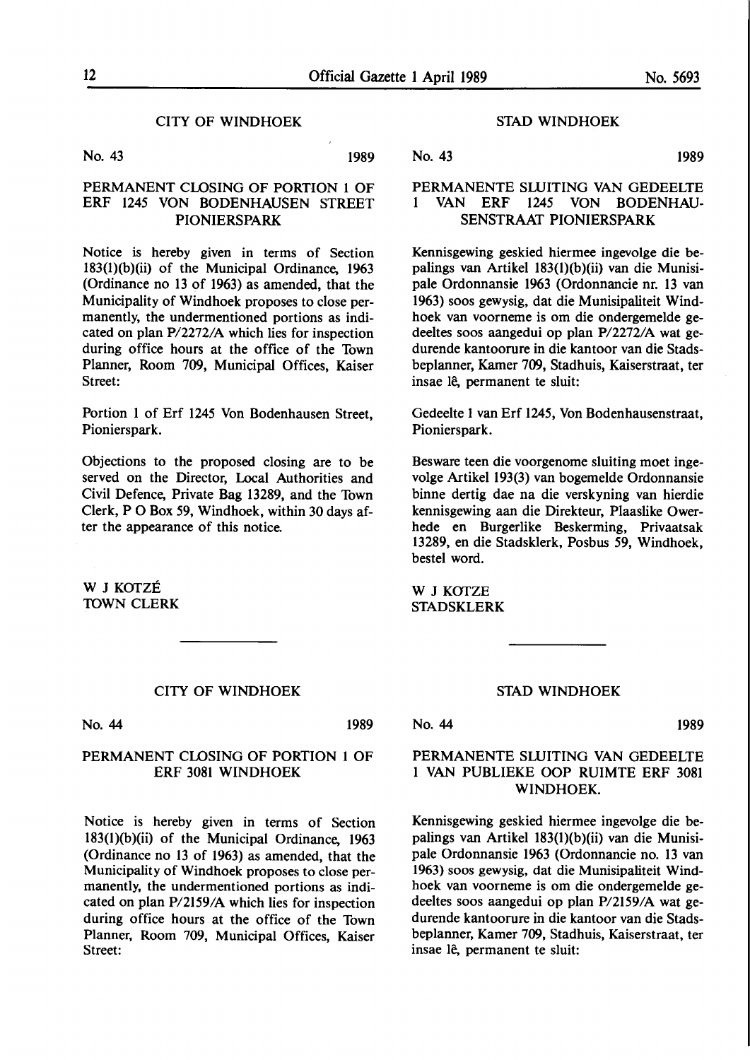## CITY OF WINDHOEK

No. 43 1989

### PERMANENT CLOSING OF PORTION 1 OF ERF 1245 VON BODENHAUSEN STREET PIONIERSPARK

Notice is hereby given in terms of Section 183(1)(b)(ii) of the Municipal Ordinance, 1963 (Ordinance no 13 of 1963) as amended, that the Municipality of Windhoek proposes to close permanently, the undermentioned portions as indicated on plan P/2272/A which lies for inspection during office hours at the office of the Town Planner, Room 709, Municipal Offices, Kaiser Street:

Portion 1 of Erf 1245 Von Bodenhausen Street, Pionierspark.

Objections to the proposed closing are to be served on the Director, Local Authorities and Civil Defence, Private Bag 13289, and the Town Clerk, P O Box 59, Windhoek, within 30 days after the appearance of this notice.

W J KOTZÉ
TOWN CLERK

## STAD WINDHOEK

No. 43 1989

### PERMANENTE SLUITING VAN GEDEELTE 1 VAN ERF 1245 VON BODENHAUSENSTRAAT PIONIERSPARK

Kennisgewing geskied hiermee ingevolge die bepalings van Artikel 183(1)(b)(ii) van die Munisipale Ordonnansie 1963 (Ordonnancie nr. 13 van 1963) soos gewysig, dat die Munisipaliteit Windhoek van voorneme is om die ondergemelde gedeeltes soos aangedui op plan P/2272/A wat gedurende kantoorure in die kantoor van die Stadsbeplanner, Kamer 709, Stadhuis, Kaiserstraat, ter insae lê, permanent te sluit:

Gedeelte 1 van Erf 1245, Von Bodenhausenstraat, Pionierspark.

Besware teen die voorgenome sluiting moet ingevolge Artikel 193(3) van bogemelde Ordonnansie binne dertig dae na die verskyning van hierdie kennisgewing aan die Direkteur, Plaaslike Owerhede en Burgerlike Beskerming, Privaatsak 13289, en die Stadsklerk, Posbus 59, Windhoek, bestel word.

W J KOTZE
STADSKLERK

---

## CITY OF WINDHOEK

No. 44 1989

### PERMANENT CLOSING OF PORTION 1 OF ERF 3081 WINDHOEK

Notice is hereby given in terms of Section 183(1)(b)(ii) of the Municipal Ordinance, 1963 (Ordinance no 13 of 1963) as amended, that the Municipality of Windhoek proposes to close permanently, the undermentioned portions as indicated on plan P/2159/A which lies for inspection during office hours at the office of the Town Planner, Room 709, Municipal Offices, Kaiser Street:

## STAD WINDHOEK

No. 44 1989

### PERMANENTE SLUITING VAN GEDEELTE 1 VAN PUBLIEKE OOP RUIMTE ERF 3081 WINDHOEK.

Kennisgewing geskied hiermee ingevolge die bepalings van Artikel 183(1)(b)(ii) van die Munisipale Ordonnansie 1963 (Ordonnancie no. 13 van 1963) soos gewysig, dat die Munisipaliteit Windhoek van voorneme is om die ondergemelde gedeeltes soos aangedui op plan P/2159/A wat gedurende kantoorure in die kantoor van die Stadsbeplanner, Kamer 709, Stadhuis, Kaiserstraat, ter insae lê, permanent te sluit: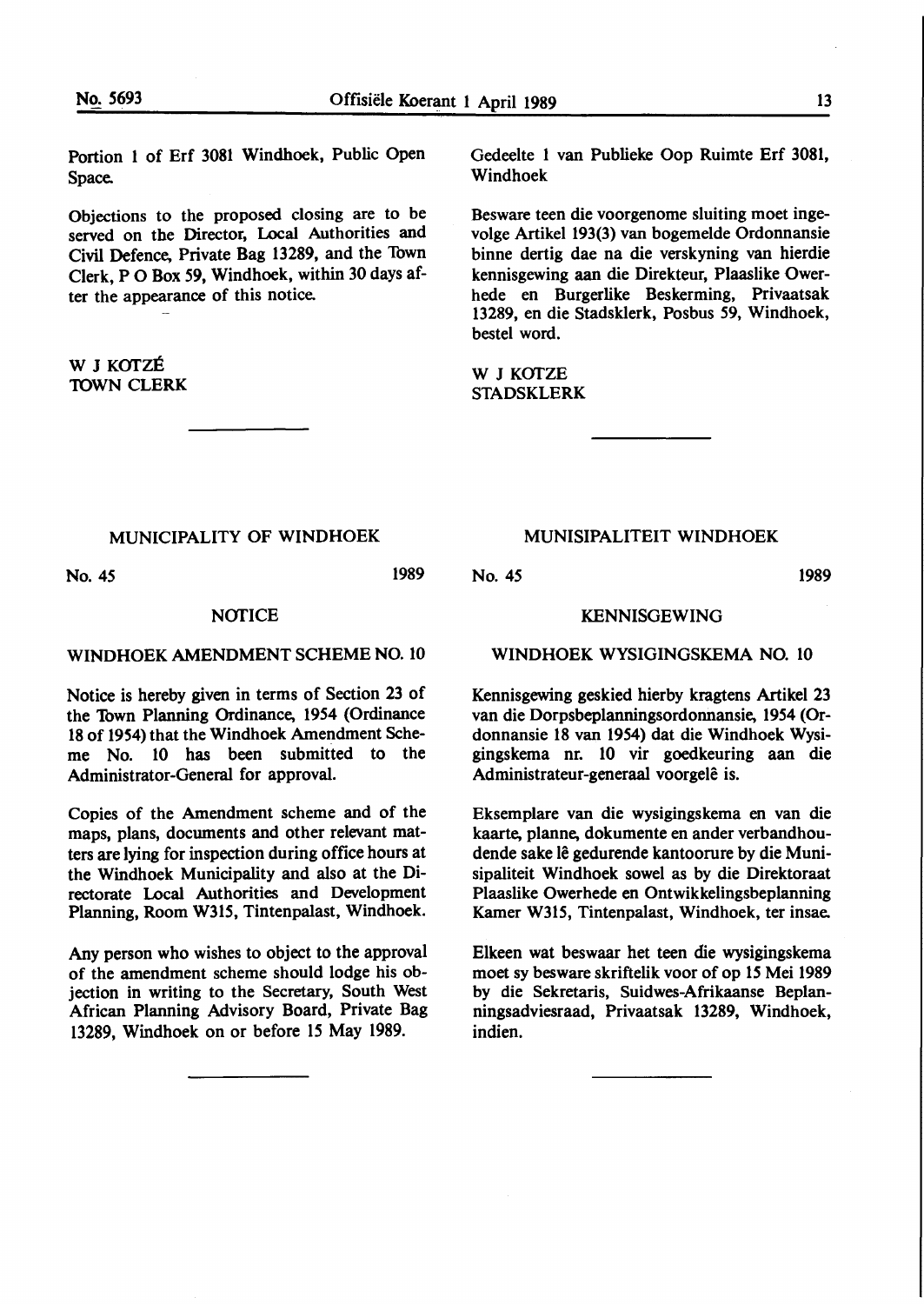Portion 1 of Erf 3081 Windhoek, Public Open Space.

Objections to the proposed closing are to be served on the Director, Local Authorities and Civil Defence, Private Bag 13289, and the Town Clerk, P O Box 59, Windhoek, within 30 days after the appearance of this notice.

W J KOTZÉ
TOWN CLERK

Gedeelte 1 van Publieke Oop Ruimte Erf 3081, Windhoek

Besware teen die voorgenome sluiting moet ingevolge Artikel 193(3) van bogemelde Ordonnansie binne dertig dae na die verskyning van hierdie kennisgewing aan die Direkteur, Plaaslike Owerhede en Burgerlike Beskerming, Privaatsak 13289, en die Stadsklerk, Posbus 59, Windhoek, bestel word.

W J KOTZE
STADSKLERK

---

MUNICIPALITY OF WINDHOEK

No. 45 1989

NOTICE

WINDHOEK AMENDMENT SCHEME NO. 10

Notice is hereby given in terms of Section 23 of the Town Planning Ordinance, 1954 (Ordinance 18 of 1954) that the Windhoek Amendment Scheme No. 10 has been submitted to the Administrator-General for approval.

Copies of the Amendment scheme and of the maps, plans, documents and other relevant matters are lying for inspection during office hours at the Windhoek Municipality and also at the Directorate Local Authorities and Development Planning, Room W315, Tintenpalast, Windhoek.

Any person who wishes to object to the approval of the amendment scheme should lodge his objection in writing to the Secretary, South West African Planning Advisory Board, Private Bag 13289, Windhoek on or before 15 May 1989.

---

MUNISIPALITEIT WINDHOEK

No. 45 1989

KENNISGEWING

WINDHOEK WYSIGINGSKEMA NO. 10

Kennisgewing geskied hierby kragtens Artikel 23 van die Dorpsbeplanningsordonnansie, 1954 (Ordonnansie 18 van 1954) dat die Windhoek Wysigingskema nr. 10 vir goedkeuring aan die Administrateur-generaal voorgelê is.

Eksemplare van die wysigingskema en van die kaarte, planne, dokumente en ander verbandhoudende sake lê gedurende kantoorure by die Munisipaliteit Windhoek sowel as by die Direktoraat Plaaslike Owerhede en Ontwikkelingsbeplanning Kamer W315, Tintenpalast, Windhoek, ter insae.

Elkeen wat beswaar het teen die wysigingskema moet sy besware skriftelik voor of op 15 Mei 1989 by die Sekretaris, Suidwes-Afrikaanse Beplanningsadviesraad, Privaatsak 13289, Windhoek, indien.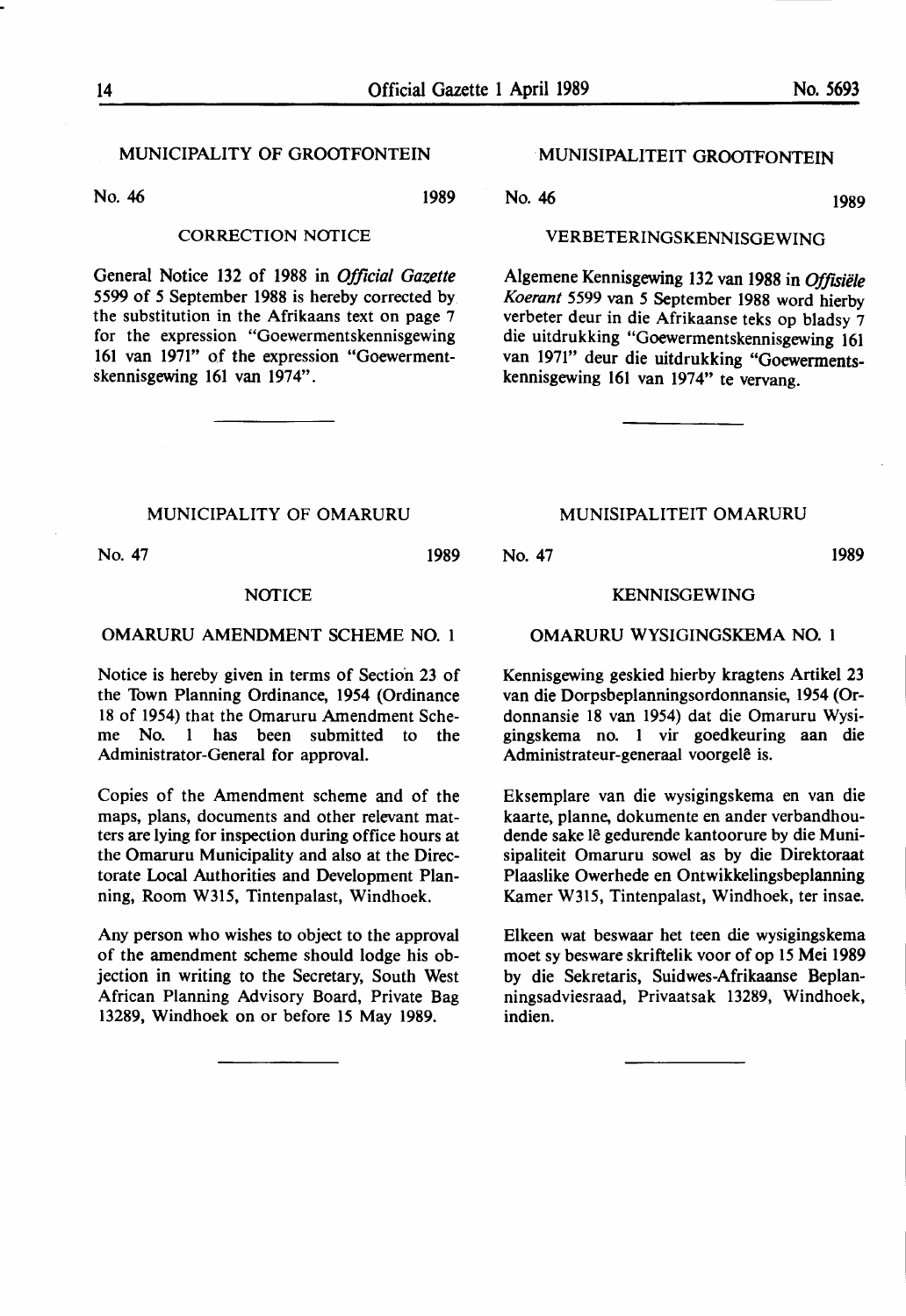## MUNICIPALITY OF GROOTFONTEIN

No. 46 1989

### CORRECTION NOTICE

General Notice 132 of 1988 in *Official Gazette* 5599 of 5 September 1988 is hereby corrected by the substitution in the Afrikaans text on page 7 for the expression "Goewermentskennisgewing 161 van 1971" of the expression "Goewermentskennisgewing 161 van 1974".

---

## MUNISIPALITEIT GROOTFONTEIN

No. 46 1989

### VERBETERINGSKENNISGEWING

Algemene Kennisgewing 132 van 1988 in *Offisiële Koerant* 5599 van 5 September 1988 word hierby verbeter deur in die Afrikaanse teks op bladsy 7 die uitdrukking "Goewermentskennisgewing 161 van 1971" deur die uitdrukking "Goewermentskennisgewing 161 van 1974" te vervang.

---

## MUNICIPALITY OF OMARURU

No. 47 1989

### NOTICE

### OMARURU AMENDMENT SCHEME NO. 1

Notice is hereby given in terms of Section 23 of the Town Planning Ordinance, 1954 (Ordinance 18 of 1954) that the Omaruru Amendment Scheme No. 1 has been submitted to the Administrator-General for approval.

Copies of the Amendment scheme and of the maps, plans, documents and other relevant matters are lying for inspection during office hours at the Omaruru Municipality and also at the Directorate Local Authorities and Development Planning, Room W315, Tintenpalast, Windhoek.

Any person who wishes to object to the approval of the amendment scheme should lodge his objection in writing to the Secretary, South West African Planning Advisory Board, Private Bag 13289, Windhoek on or before 15 May 1989.

---

## MUNISIPALITEIT OMARURU

No. 47 1989

### KENNISGEWING

### OMARURU WYSIGINGSKEMA NO. 1

Kennisgewing geskied hierby kragtens Artikel 23 van die Dorpsbeplanningsordonnansie, 1954 (Ordonnansie 18 van 1954) dat die Omaruru Wysigingskema no. 1 vir goedkeuring aan die Administrateur-generaal voorgelê is.

Eksemplare van die wysigingskema en van die kaarte, planne, dokumente en ander verbandhoudende sake lê gedurende kantoorure by die Munisipaliteit Omaruru sowel as by die Direktoraat Plaaslike Owerhede en Ontwikkelingsbeplanning Kamer W315, Tintenpalast, Windhoek, ter insae.

Elkeen wat beswaar het teen die wysigingskema moet sy besware skriftelik voor of op 15 Mei 1989 by die Sekretaris, Suidwes-Afrikaanse Beplanningsadviesraad, Privaatsak 13289, Windhoek, indien.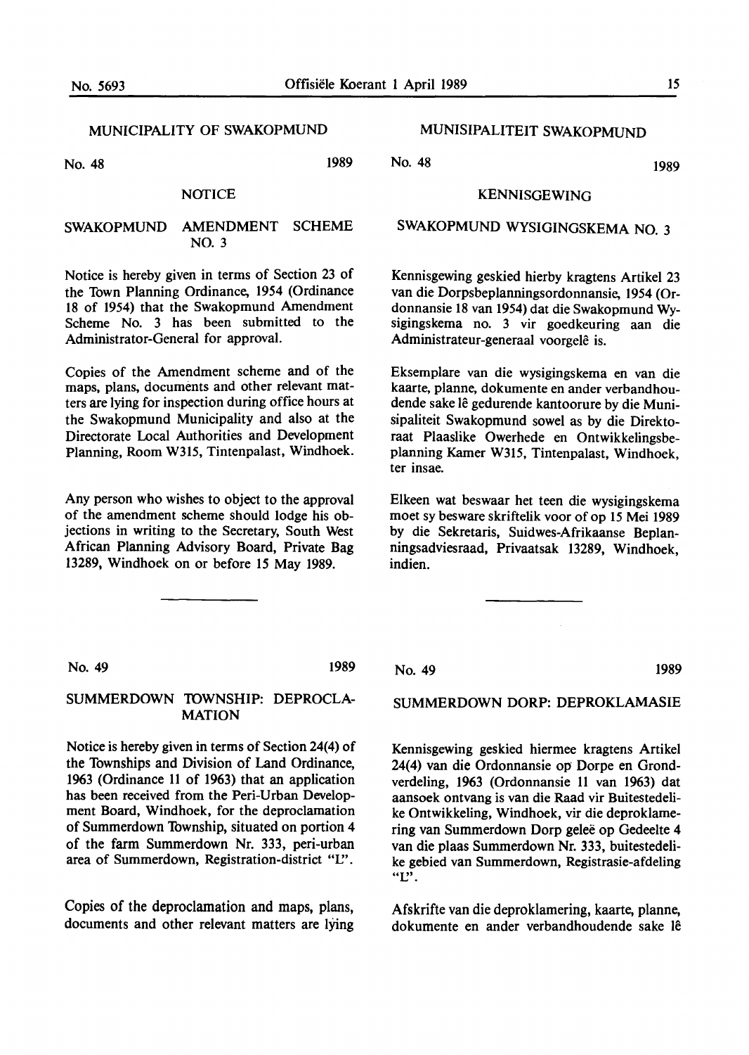## MUNICIPALITY OF SWAKOPMUND

No. 48 1989

### NOTICE

### SWAKOPMUND AMENDMENT SCHEME NO. 3

Notice is hereby given in terms of Section 23 of the Town Planning Ordinance, 1954 (Ordinance 18 of 1954) that the Swakopmund Amendment Scheme No. 3 has been submitted to the Administrator-General for approval.

Copies of the Amendment scheme and of the maps, plans, documents and other relevant matters are lying for inspection during office hours at the Swakopmund Municipality and also at the Directorate Local Authorities and Development Planning, Room W315, Tintenpalast, Windhoek.

Any person who wishes to object to the approval of the amendment scheme should lodge his objections in writing to the Secretary, South West African Planning Advisory Board, Private Bag 13289, Windhoek on or before 15 May 1989.

---

## MUNISIPALITEIT SWAKOPMUND

No. 48 1989

### KENNISGEWING

### SWAKOPMUND WYSIGINGSKEMA NO. 3

Kennisgewing geskied hierby kragtens Artikel 23 van die Dorpsbeplanningsordonnansie, 1954 (Ordonnansie 18 van 1954) dat die Swakopmund Wysigingskema no. 3 vir goedkeuring aan die Administrateur-generaal voorgelê is.

Eksemplare van die wysigingskema en van die kaarte, planne, dokumente en ander verbandhoudende sake lê gedurende kantoorure by die Munisipaliteit Swakopmund sowel as by die Direktoraat Plaaslike Owerhede en Ontwikkelingsbeplanning Kamer W315, Tintenpalast, Windhoek, ter insae.

Elkeen wat beswaar het teen die wysigingskema moet sy besware skriftelik voor of op 15 Mei 1989 by die Sekretaris, Suidwes-Afrikaanse Beplanningsadviesraad, Privaatsak 13289, Windhoek, indien.

---

No. 49 1989

### SUMMERDOWN TOWNSHIP: DEPROCLAMATION

Notice is hereby given in terms of Section 24(4) of the Townships and Division of Land Ordinance, 1963 (Ordinance 11 of 1963) that an application has been received from the Peri-Urban Development Board, Windhoek, for the deproclamation of Summerdown Township, situated on portion 4 of the farm Summerdown Nr. 333, peri-urban area of Summerdown, Registration-district "L".

Copies of the deproclamation and maps, plans, documents and other relevant matters are lying

---

No. 49 1989

### SUMMERDOWN DORP: DEPROKLAMASIE

Kennisgewing geskied hiermee kragtens Artikel 24(4) van die Ordonnansie op Dorpe en Grondverdeling, 1963 (Ordonnansie 11 van 1963) dat aansoek ontvang is van die Raad vir Buitestedelike Ontwikkeling, Windhoek, vir die deproklamering van Summerdown Dorp geleë op Gedeelte 4 van die plaas Summerdown Nr. 333, buitestedelike gebied van Summerdown, Registrasie-afdeling "L".

Afskrifte van die deproklamering, kaarte, planne, dokumente en ander verbandhoudende sake lê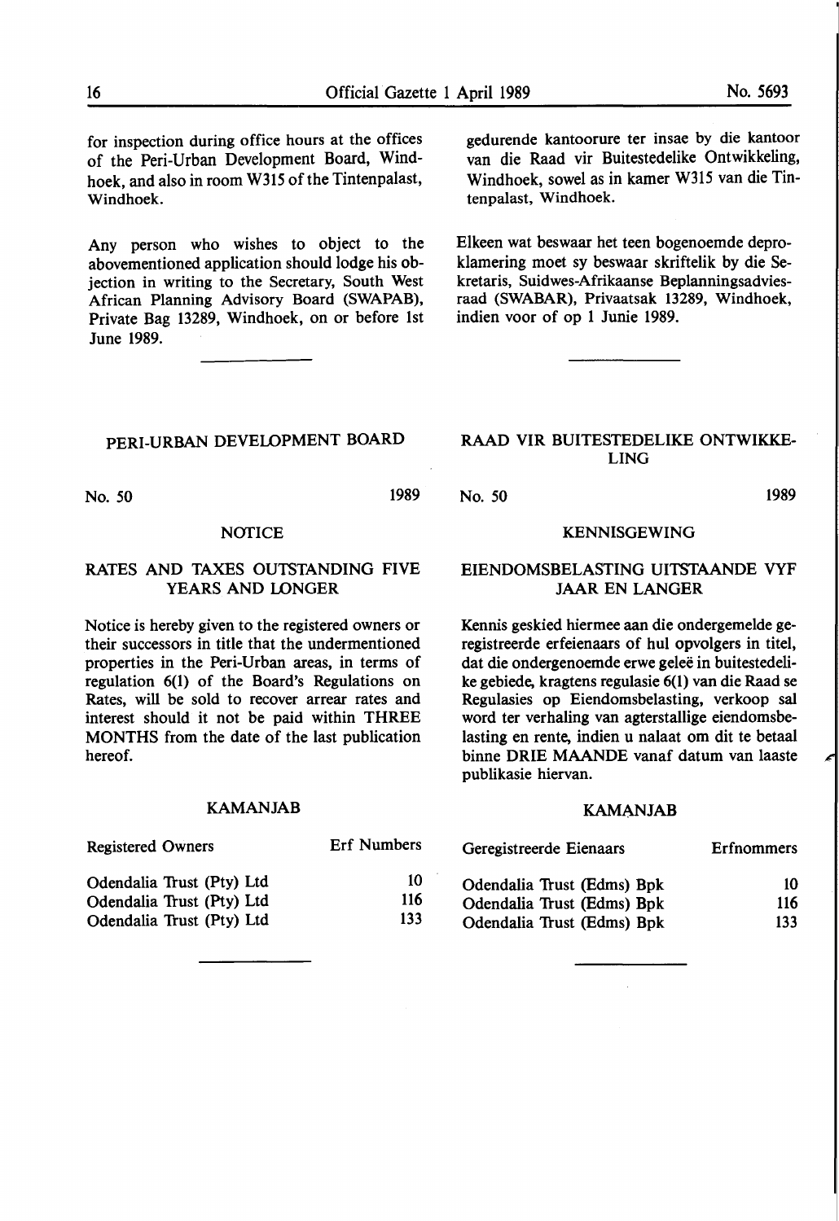for inspection during office hours at the offices of the Peri-Urban Development Board, Windhoek, and also in room W315 of the Tintenpalast, Windhoek.

Any person who wishes to object to the abovementioned application should lodge his objection in writing to the Secretary, South West African Planning Advisory Board (SWAPAB), Private Bag 13289, Windhoek, on or before 1st June 1989.

gedurende kantoorure ter insae by die kantoor van die Raad vir Buitestedelike Ontwikkeling, Windhoek, sowel as in kamer W315 van die Tintenpalast, Windhoek.

Elkeen wat beswaar het teen bogenoemde deproklamering moet sy beswaar skriftelik by die Sekretaris, Suidwes-Afrikaanse Beplanningsadviesraad (SWABAR), Privaatsak 13289, Windhoek, indien voor of op 1 Junie 1989.

---

## PERI-URBAN DEVELOPMENT BOARD

No. 50 1989

### NOTICE

### RATES AND TAXES OUTSTANDING FIVE YEARS AND LONGER

Notice is hereby given to the registered owners or their successors in title that the undermentioned properties in the Peri-Urban areas, in terms of regulation 6(1) of the Board's Regulations on Rates, will be sold to recover arrear rates and interest should it not be paid within THREE MONTHS from the date of the last publication hereof.

### KAMANJAB

| Registered Owners | Erf Numbers |
|---|---|
| Odendalia Trust (Pty) Ltd | 10 |
| Odendalia Trust (Pty) Ltd | 116 |
| Odendalia Trust (Pty) Ltd | 133 |

## RAAD VIR BUITESTEDELIKE ONTWIKKELING

No. 50 1989

### KENNISGEWING

### EIENDOMSBELASTING UITSTAANDE VYF JAAR EN LANGER

Kennis geskied hiermee aan die ondergemelde geregistreerde erfeienaars of hul opvolgers in titel, dat die ondergenoemde erwe geleë in buitestedelike gebiede, kragtens regulasie 6(1) van die Raad se Regulasies op Eiendomsbelasting, verkoop sal word ter verhaling van agterstallige eiendomsbelasting en rente, indien u nalaat om dit te betaal binne DRIE MAANDE vanaf datum van laaste publikasie hiervan.

### KAMANJAB

| Geregistreerde Eienaars | Erfnommers |
|---|---|
| Odendalia Trust (Edms) Bpk | 10 |
| Odendalia Trust (Edms) Bpk | 116 |
| Odendalia Trust (Edms) Bpk | 133 |

---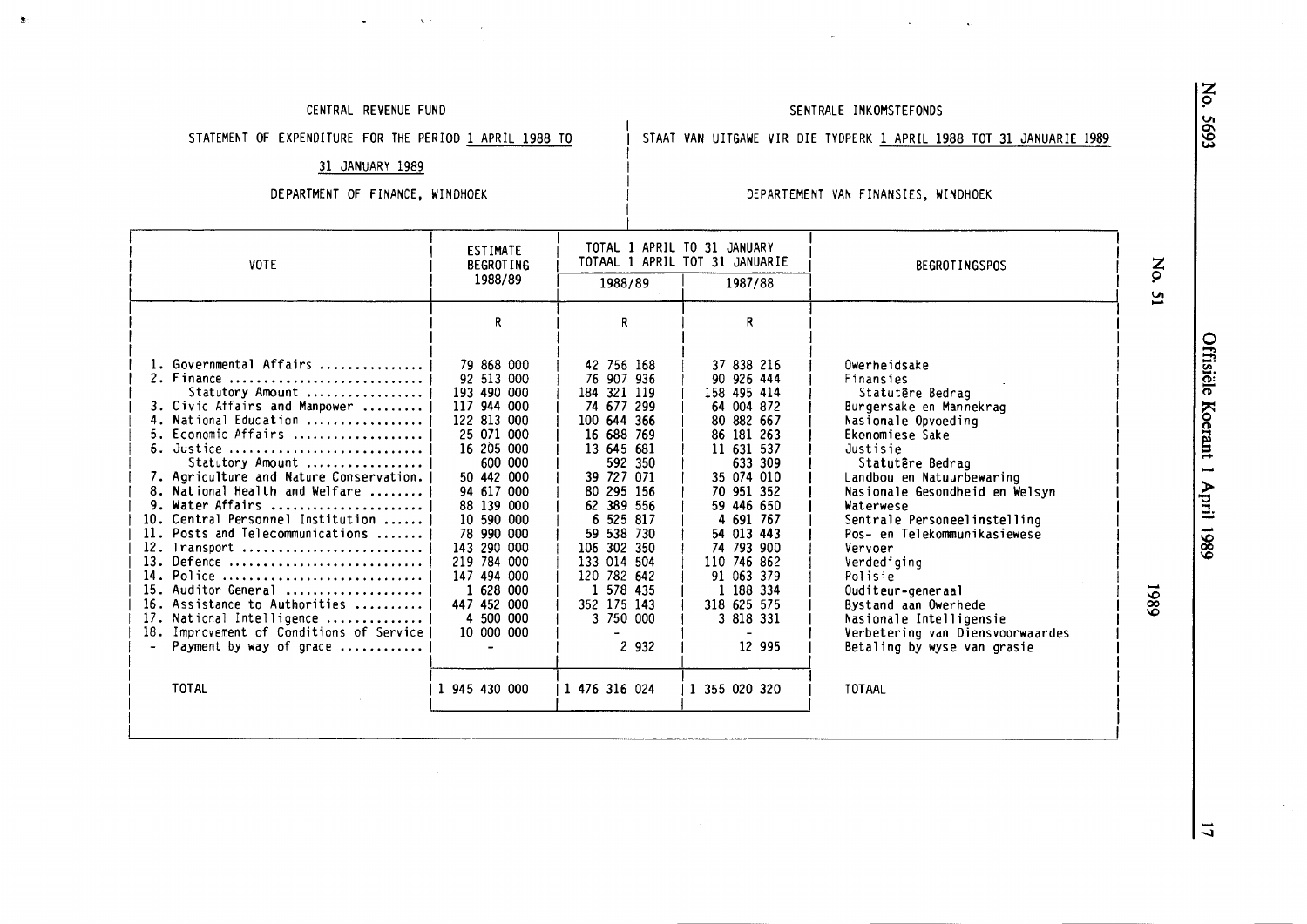CENTRAL REVENUE FUND

STATEMENT OF EXPENDITURE FOR THE PERIOD 1 APRIL 1988 TO 31 JANUARY 1989

DEPARTMENT OF FINANCE, WINDHOEK

SENTRALE INKOMSTEFONDS

STAAT VAN UITGAWE VIR DIE TYDPERK 1 APRIL 1988 TOT 31 JANUARIE 1989

DEPARTEMENT VAN FINANSIES, WINDHOEK

| VOTE | ESTIMATE BEGROTING 1988/89 | TOTAL 1 APRIL TO 31 JANUARY TOTAAL 1 APRIL TOT 31 JANUARIE | | BEGROTINGSPOS |
|---|---|---|---|---|
| | | 1988/89 | 1987/88 | |
| | R | R | R | |
| 1. Governmental Affairs | 79 868 000 | 42 756 168 | 37 838 216 | Owerheidsake |
| 2. Finance | 92 513 000 | 76 907 936 | 90 926 444 | Finansies |
| Statutory Amount | 193 490 000 | 184 321 119 | 158 495 414 | Statutêre Bedrag |
| 3. Civic Affairs and Manpower | 117 944 000 | 74 677 299 | 64 004 872 | Burgersake en Mannekrag |
| 4. National Education | 122 813 000 | 100 644 366 | 80 882 667 | Nasionale Opvoeding |
| 5. Economic Affairs | 25 071 000 | 16 688 769 | 86 181 263 | Ekonomiese Sake |
| 6. Justice | 16 205 000 | 13 645 681 | 11 631 537 | Justisie |
| Statutory Amount | 600 000 | 592 350 | 633 309 | Statutêre Bedrag |
| 7. Agriculture and Nature Conservation | 50 442 000 | 39 727 071 | 35 074 010 | Landbou en Natuurbewaring |
| 8. National Health and Welfare | 94 617 000 | 80 295 156 | 70 951 352 | Nasionale Gesondheid en Welsyn |
| 9. Water Affairs | 88 139 000 | 62 389 556 | 59 446 650 | Waterwese |
| 10. Central Personnel Institution | 10 590 000 | 6 525 817 | 4 691 767 | Sentrale Personeelinstelling |
| 11. Posts and Telecommunications | 78 990 000 | 59 538 730 | 54 013 443 | Pos- en Telekommunikasiewese |
| 12. Transport | 143 290 000 | 106 302 350 | 74 793 900 | Vervoer |
| 13. Defence | 219 784 000 | 133 014 504 | 110 746 862 | Verdediging |
| 14. Police | 147 494 000 | 120 782 642 | 91 063 379 | Polisie |
| 15. Auditor General | 1 628 000 | 1 578 435 | 1 188 334 | Ouditeur-generaal |
| 16. Assistance to Authorities | 447 452 000 | 352 175 143 | 318 625 575 | Bystand aan Owerhede |
| 17. National Intelligence | 4 500 000 | 3 750 000 | 3 818 331 | Nasionale Intelligensie |
| 18. Improvement of Conditions of Service | 10 000 000 | - | - | Verbetering van Diensvoorwaardes |
| - Payment by way of grace | - | 2 932 | 12 995 | Betaling by wyse van grasie |
| TOTAL | 1 945 430 000 | 1 476 316 024 | 1 355 020 320 | TOTAAL |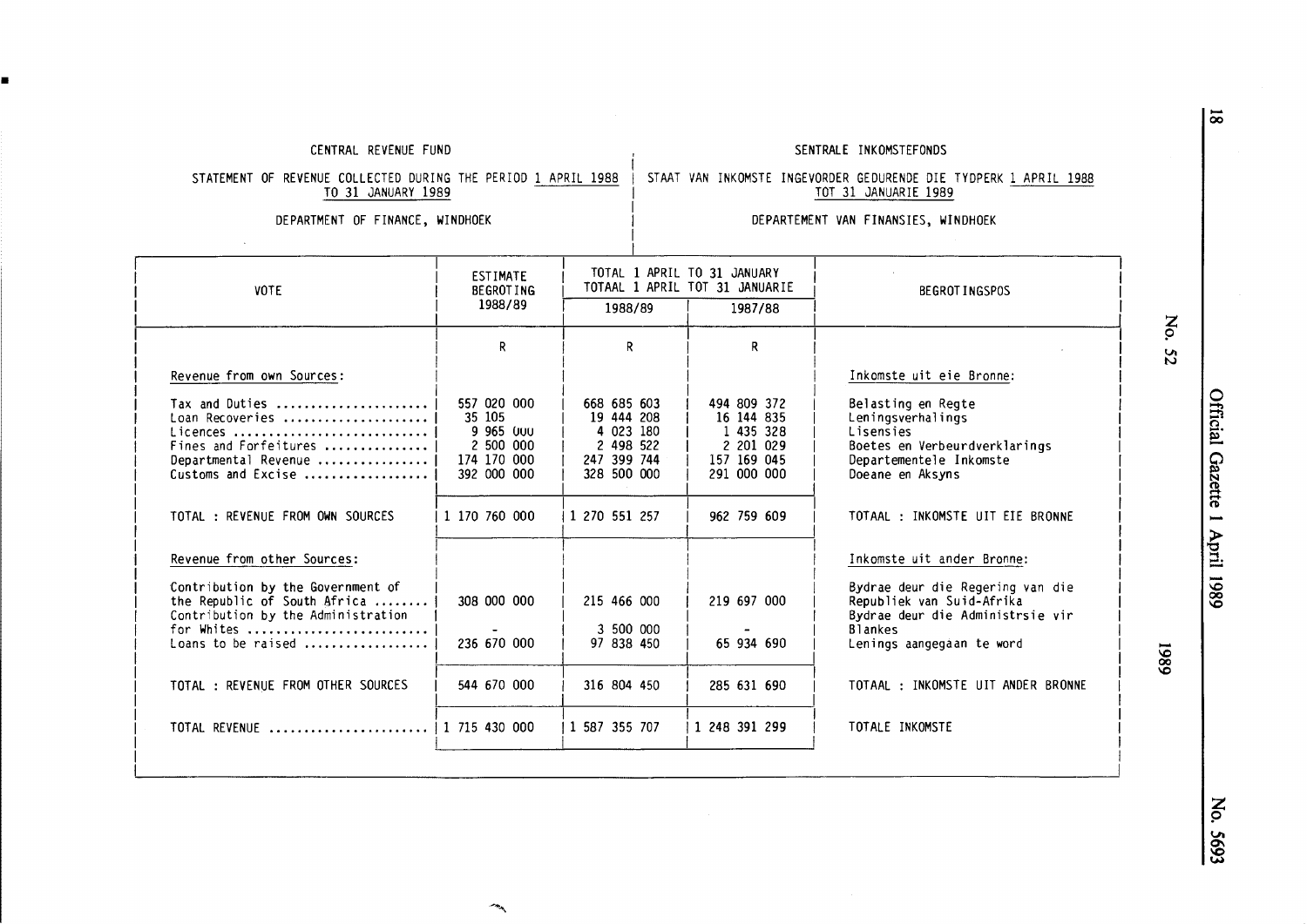CENTRAL REVENUE FUND

STATEMENT OF REVENUE COLLECTED DURING THE PERIOD 1 APRIL 1988 TO 31 JANUARY 1989

DEPARTMENT OF FINANCE, WINDHOEK

SENTRALE INKOMSTEFONDS

STAAT VAN INKOMSTE INGEVORDER GEDURENDE DIE TYDPERK 1 APRIL 1988 TOT 31 JANUARIE 1989

DEPARTEMENT VAN FINANSIES, WINDHOEK

| VOTE | ESTIMATE BEGROTING 1988/89 | TOTAL 1 APRIL TO 31 JANUARY TOTAAL 1 APRIL TOT 31 JANUARIE 1988/89 | 1987/88 | BEGROTINGSPOS |
|---|---|---|---|---|
| | R | R | R | |
| Revenue from own Sources: | | | | Inkomste uit eie Bronne: |
| Tax and Duties | 557 020 000 | 668 685 603 | 494 809 372 | Belasting en Regte |
| Loan Recoveries | 35 105 | 19 444 208 | 16 144 835 | Leningsverhalings |
| Licences | 9 965 000 | 4 023 180 | 1 435 328 | Lisensies |
| Fines and Forfeitures | 2 500 000 | 2 498 522 | 2 201 029 | Boetes en Verbeurdverklarings |
| Departmental Revenue | 174 170 000 | 247 399 744 | 157 169 045 | Departementele Inkomste |
| Customs and Excise | 392 000 000 | 328 500 000 | 291 000 000 | Doeane en Aksyns |
| TOTAL : REVENUE FROM OWN SOURCES | 1 170 760 000 | 1 270 551 257 | 962 759 609 | TOTAAL : INKOMSTE UIT EIE BRONNE |
| Revenue from other Sources: | | | | Inkomste uit ander Bronne: |
| Contribution by the Government of the Republic of South Africa | 308 000 000 | 215 466 000 | 219 697 000 | Bydrae deur die Regering van die Republiek van Suid-Afrika |
| Contribution by the Administration for Whites | - | 3 500 000 | - | Bydrae deur die Administrsie vir Blankes |
| Loans to be raised | 236 670 000 | 97 838 450 | 65 934 690 | Lenings aangegaan te word |
| TOTAL : REVENUE FROM OTHER SOURCES | 544 670 000 | 316 804 450 | 285 631 690 | TOTAAL : INKOMSTE UIT ANDER BRONNE |
| TOTAL REVENUE | 1 715 430 000 | 1 587 355 707 | 1 248 391 299 | TOTALE INKOMSTE |